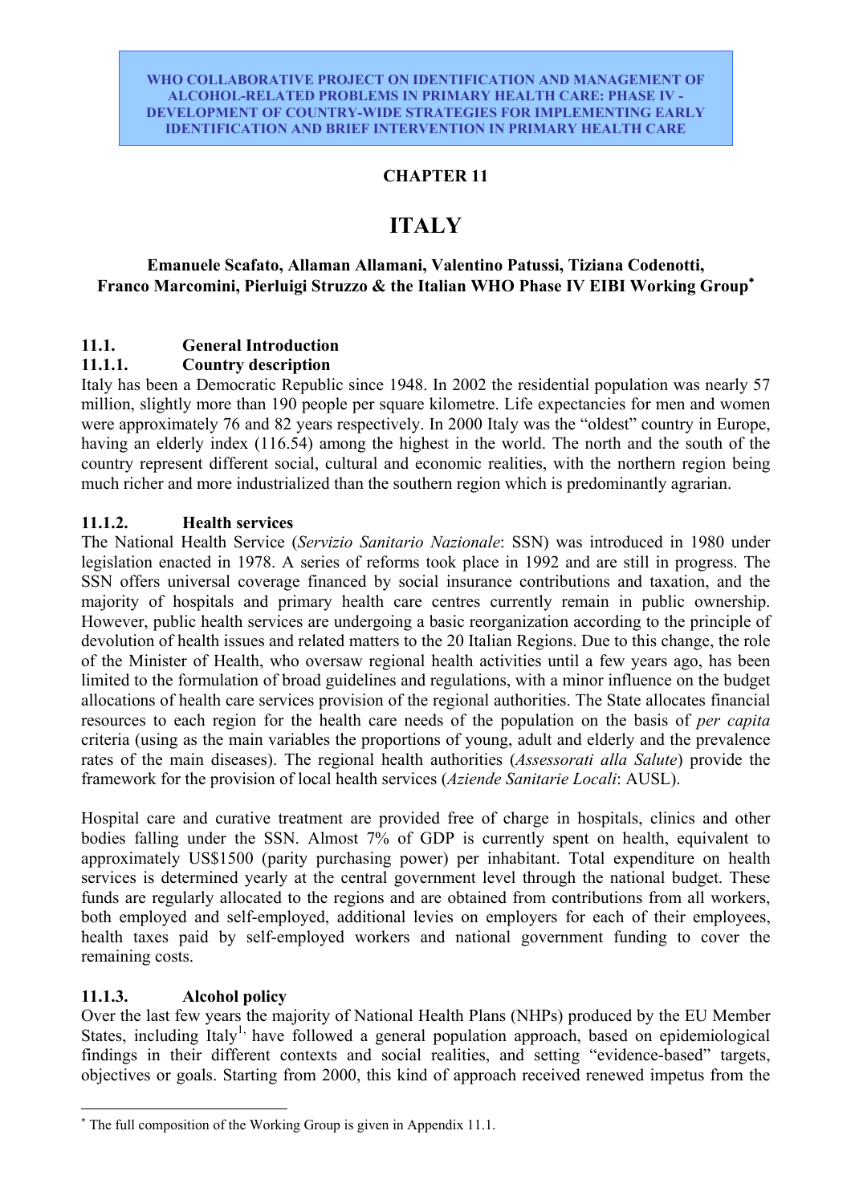**WHO COLLABORATIVE PROJECT ON IDENTIFICATION AND MANAGEMENT OF ALCOHOL-RELATED PROBLEMS IN PRIMARY HEALTH CARE: PHASE IV - DEVELOPMENT OF COUNTRY-WIDE STRATEGIES FOR IMPLEMENTING EARLY IDENTIFICATION AND BRIEF INTERVENTION IN PRIMARY HEALTH CARE**

## CHAPTER 11

# ITALY

**Emanuele Scafato, Allaman Allamani, Valentino Patussi, Tiziana Codenotti, Franco Marcomini, Pierluigi Struzzo & the Italian WHO Phase IV EIBI Working Group***

## 11.1. General Introduction

### 11.1.1. Country description

Italy has been a Democratic Republic since 1948. In 2002 the residential population was nearly 57 million, slightly more than 190 people per square kilometre. Life expectancies for men and women were approximately 76 and 82 years respectively. In 2000 Italy was the "oldest" country in Europe, having an elderly index (116.54) among the highest in the world. The north and the south of the country represent different social, cultural and economic realities, with the northern region being much richer and more industrialized than the southern region which is predominantly agrarian.

### 11.1.2. Health services

The National Health Service (*Servizio Sanitario Nazionale*: SSN) was introduced in 1980 under legislation enacted in 1978. A series of reforms took place in 1992 and are still in progress. The SSN offers universal coverage financed by social insurance contributions and taxation, and the majority of hospitals and primary health care centres currently remain in public ownership. However, public health services are undergoing a basic reorganization according to the principle of devolution of health issues and related matters to the 20 Italian Regions. Due to this change, the role of the Minister of Health, who oversaw regional health activities until a few years ago, has been limited to the formulation of broad guidelines and regulations, with a minor influence on the budget allocations of health care services provision of the regional authorities. The State allocates financial resources to each region for the health care needs of the population on the basis of *per capita* criteria (using as the main variables the proportions of young, adult and elderly and the prevalence rates of the main diseases). The regional health authorities (*Assessorati alla Salute*) provide the framework for the provision of local health services (*Aziende Sanitarie Locali*: AUSL).

Hospital care and curative treatment are provided free of charge in hospitals, clinics and other bodies falling under the SSN. Almost 7% of GDP is currently spent on health, equivalent to approximately US$1500 (parity purchasing power) per inhabitant. Total expenditure on health services is determined yearly at the central government level through the national budget. These funds are regularly allocated to the regions and are obtained from contributions from all workers, both employed and self-employed, additional levies on employers for each of their employees, health taxes paid by self-employed workers and national government funding to cover the remaining costs.

### 11.1.3. Alcohol policy

Over the last few years the majority of National Health Plans (NHPs) produced by the EU Member States, including Italy[1], have followed a general population approach, based on epidemiological findings in their different contexts and social realities, and setting "evidence-based" targets, objectives or goals. Starting from 2000, this kind of approach received renewed impetus from the

---

* The full composition of the Working Group is given in Appendix 11.1.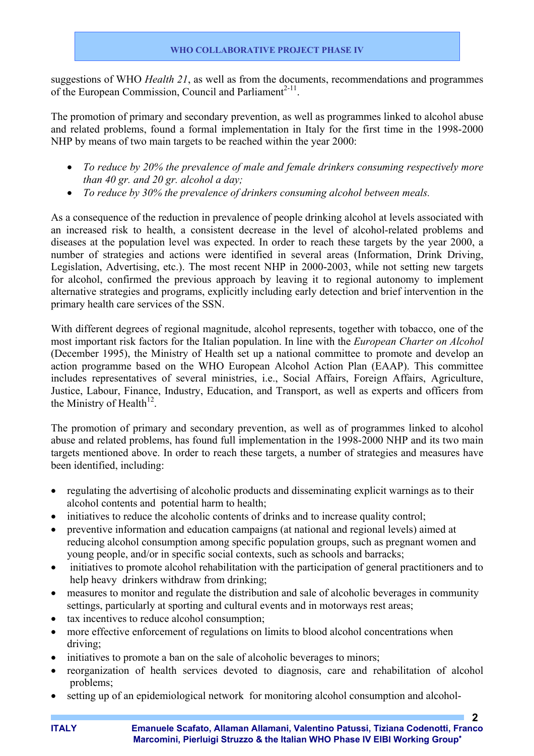suggestions of WHO *Health 21*, as well as from the documents, recommendations and programmes of the European Commission, Council and Parliament[2-11].

The promotion of primary and secondary prevention, as well as programmes linked to alcohol abuse and related problems, found a formal implementation in Italy for the first time in the 1998-2000 NHP by means of two main targets to be reached within the year 2000:

- *To reduce by 20% the prevalence of male and female drinkers consuming respectively more than 40 gr. and 20 gr. alcohol a day;*
- *To reduce by 30% the prevalence of drinkers consuming alcohol between meals.*

As a consequence of the reduction in prevalence of people drinking alcohol at levels associated with an increased risk to health, a consistent decrease in the level of alcohol-related problems and diseases at the population level was expected. In order to reach these targets by the year 2000, a number of strategies and actions were identified in several areas (Information, Drink Driving, Legislation, Advertising, etc.). The most recent NHP in 2000-2003, while not setting new targets for alcohol, confirmed the previous approach by leaving it to regional autonomy to implement alternative strategies and programs, explicitly including early detection and brief intervention in the primary health care services of the SSN.

With different degrees of regional magnitude, alcohol represents, together with tobacco, one of the most important risk factors for the Italian population. In line with the *European Charter on Alcohol* (December 1995), the Ministry of Health set up a national committee to promote and develop an action programme based on the WHO European Alcohol Action Plan (EAAP). This committee includes representatives of several ministries, i.e., Social Affairs, Foreign Affairs, Agriculture, Justice, Labour, Finance, Industry, Education, and Transport, as well as experts and officers from the Ministry of Health[12].

The promotion of primary and secondary prevention, as well as of programmes linked to alcohol abuse and related problems, has found full implementation in the 1998-2000 NHP and its two main targets mentioned above. In order to reach these targets, a number of strategies and measures have been identified, including:

- regulating the advertising of alcoholic products and disseminating explicit warnings as to their alcohol contents and potential harm to health;
- initiatives to reduce the alcoholic contents of drinks and to increase quality control;
- preventive information and education campaigns (at national and regional levels) aimed at reducing alcohol consumption among specific population groups, such as pregnant women and young people, and/or in specific social contexts, such as schools and barracks;
- initiatives to promote alcohol rehabilitation with the participation of general practitioners and to help heavy drinkers withdraw from drinking;
- measures to monitor and regulate the distribution and sale of alcoholic beverages in community settings, particularly at sporting and cultural events and in motorways rest areas;
- tax incentives to reduce alcohol consumption;
- more effective enforcement of regulations on limits to blood alcohol concentrations when driving;
- initiatives to promote a ban on the sale of alcoholic beverages to minors;
- reorganization of health services devoted to diagnosis, care and rehabilitation of alcohol problems;
- setting up of an epidemiological network for monitoring alcohol consumption and alcohol-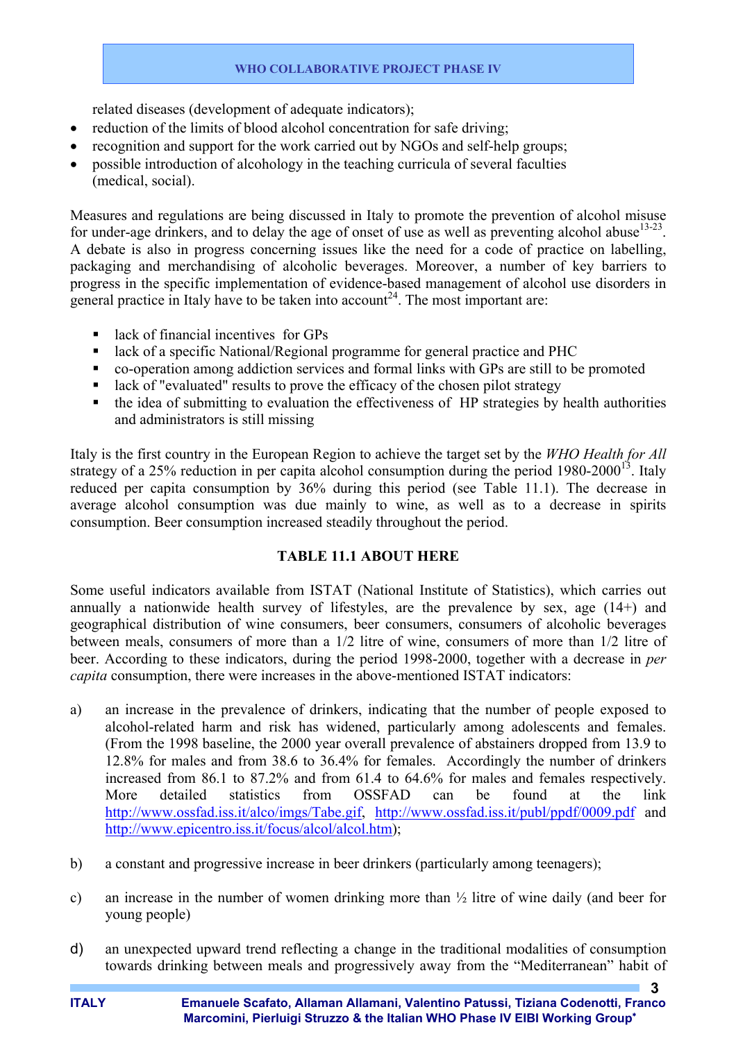related diseases (development of adequate indicators);
- reduction of the limits of blood alcohol concentration for safe driving;
- recognition and support for the work carried out by NGOs and self-help groups;
- possible introduction of alcohology in the teaching curricula of several faculties (medical, social).

Measures and regulations are being discussed in Italy to promote the prevention of alcohol misuse for under-age drinkers, and to delay the age of onset of use as well as preventing alcohol abuse[13-23]. A debate is also in progress concerning issues like the need for a code of practice on labelling, packaging and merchandising of alcoholic beverages. Moreover, a number of key barriers to progress in the specific implementation of evidence-based management of alcohol use disorders in general practice in Italy have to be taken into account[24]. The most important are:

- lack of financial incentives for GPs
- lack of a specific National/Regional programme for general practice and PHC
- co-operation among addiction services and formal links with GPs are still to be promoted
- lack of "evaluated" results to prove the efficacy of the chosen pilot strategy
- the idea of submitting to evaluation the effectiveness of HP strategies by health authorities and administrators is still missing

Italy is the first country in the European Region to achieve the target set by the *WHO Health for All* strategy of a 25% reduction in per capita alcohol consumption during the period 1980-2000[13]. Italy reduced per capita consumption by 36% during this period (see Table 11.1). The decrease in average alcohol consumption was due mainly to wine, as well as to a decrease in spirits consumption. Beer consumption increased steadily throughout the period.

**TABLE 11.1 ABOUT HERE**

Some useful indicators available from ISTAT (National Institute of Statistics), which carries out annually a nationwide health survey of lifestyles, are the prevalence by sex, age (14+) and geographical distribution of wine consumers, beer consumers, consumers of alcoholic beverages between meals, consumers of more than a 1/2 litre of wine, consumers of more than 1/2 litre of beer. According to these indicators, during the period 1998-2000, together with a decrease in *per capita* consumption, there were increases in the above-mentioned ISTAT indicators:

a) an increase in the prevalence of drinkers, indicating that the number of people exposed to alcohol-related harm and risk has widened, particularly among adolescents and females. (From the 1998 baseline, the 2000 year overall prevalence of abstainers dropped from 13.9 to 12.8% for males and from 38.6 to 36.4% for females. Accordingly the number of drinkers increased from 86.1 to 87.2% and from 61.4 to 64.6% for males and females respectively. More detailed statistics from OSSFAD can be found at the link http://www.ossfad.iss.it/alco/imgs/Tabe.gif, http://www.ossfad.iss.it/publ/ppdf/0009.pdf and http://www.epicentro.iss.it/focus/alcol/alcol.htm);

b) a constant and progressive increase in beer drinkers (particularly among teenagers);

c) an increase in the number of women drinking more than ½ litre of wine daily (and beer for young people)

d) an unexpected upward trend reflecting a change in the traditional modalities of consumption towards drinking between meals and progressively away from the "Mediterranean" habit of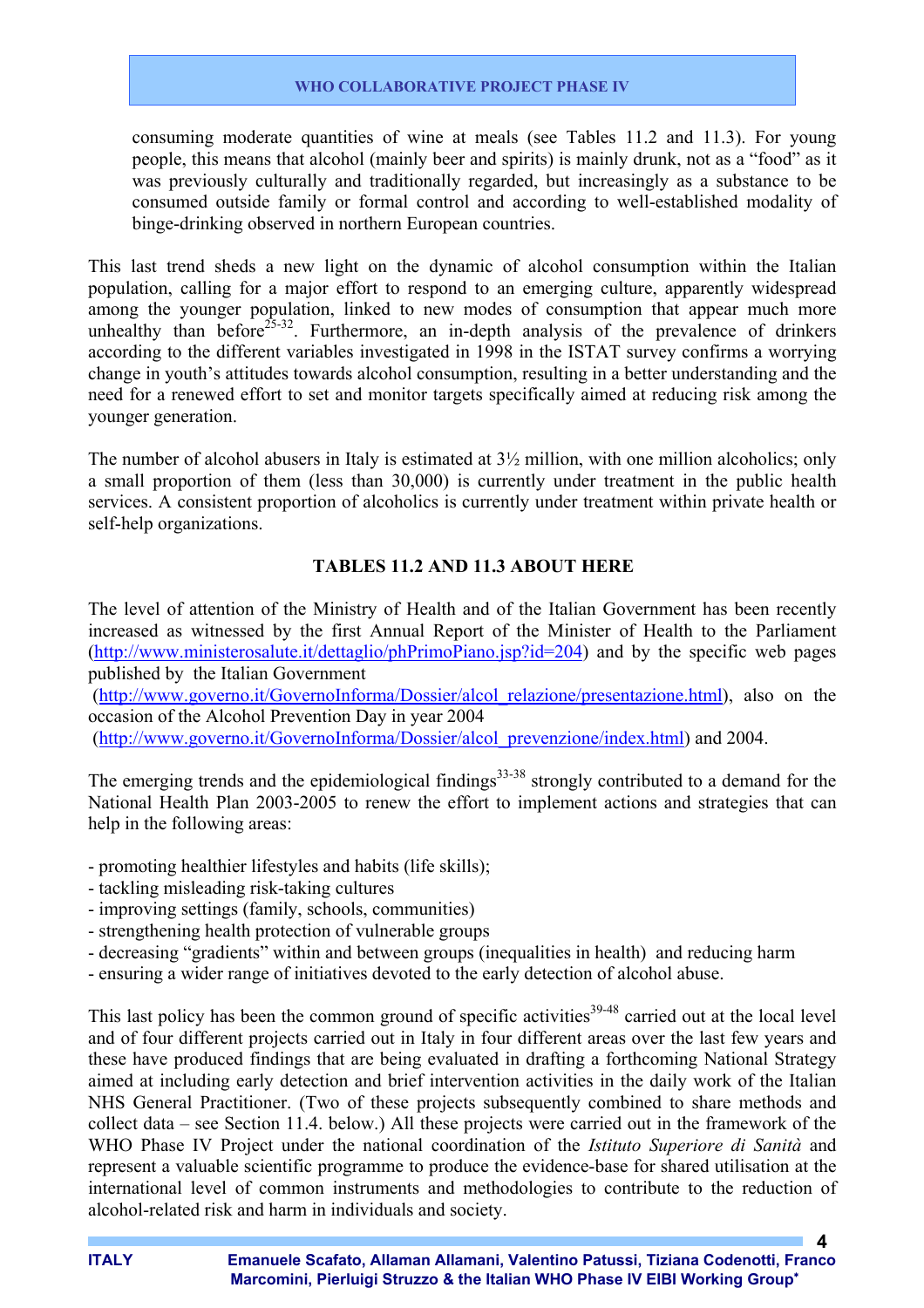consuming moderate quantities of wine at meals (see Tables 11.2 and 11.3). For young people, this means that alcohol (mainly beer and spirits) is mainly drunk, not as a "food" as it was previously culturally and traditionally regarded, but increasingly as a substance to be consumed outside family or formal control and according to well-established modality of binge-drinking observed in northern European countries.

This last trend sheds a new light on the dynamic of alcohol consumption within the Italian population, calling for a major effort to respond to an emerging culture, apparently widespread among the younger population, linked to new modes of consumption that appear much more unhealthy than before[25-32]. Furthermore, an in-depth analysis of the prevalence of drinkers according to the different variables investigated in 1998 in the ISTAT survey confirms a worrying change in youth's attitudes towards alcohol consumption, resulting in a better understanding and the need for a renewed effort to set and monitor targets specifically aimed at reducing risk among the younger generation.

The number of alcohol abusers in Italy is estimated at 3½ million, with one million alcoholics; only a small proportion of them (less than 30,000) is currently under treatment in the public health services. A consistent proportion of alcoholics is currently under treatment within private health or self-help organizations.

**TABLES 11.2 AND 11.3 ABOUT HERE**

The level of attention of the Ministry of Health and of the Italian Government has been recently increased as witnessed by the first Annual Report of the Minister of Health to the Parliament (http://www.ministerosalute.it/dettaglio/phPrimoPiano.jsp?id=204) and by the specific web pages published by the Italian Government (http://www.governo.it/GovernoInforma/Dossier/alcol_relazione/presentazione.html), also on the occasion of the Alcohol Prevention Day in year 2004 (http://www.governo.it/GovernoInforma/Dossier/alcol_prevenzione/index.html) and 2004.

The emerging trends and the epidemiological findings[33-38] strongly contributed to a demand for the National Health Plan 2003-2005 to renew the effort to implement actions and strategies that can help in the following areas:

- promoting healthier lifestyles and habits (life skills);
- tackling misleading risk-taking cultures
- improving settings (family, schools, communities)
- strengthening health protection of vulnerable groups
- decreasing "gradients" within and between groups (inequalities in health) and reducing harm
- ensuring a wider range of initiatives devoted to the early detection of alcohol abuse.

This last policy has been the common ground of specific activities[39-48] carried out at the local level and of four different projects carried out in Italy in four different areas over the last few years and these have produced findings that are being evaluated in drafting a forthcoming National Strategy aimed at including early detection and brief intervention activities in the daily work of the Italian NHS General Practitioner. (Two of these projects subsequently combined to share methods and collect data – see Section 11.4. below.) All these projects were carried out in the framework of the WHO Phase IV Project under the national coordination of the *Istituto Superiore di Sanità* and represent a valuable scientific programme to produce the evidence-base for shared utilisation at the international level of common instruments and methodologies to contribute to the reduction of alcohol-related risk and harm in individuals and society.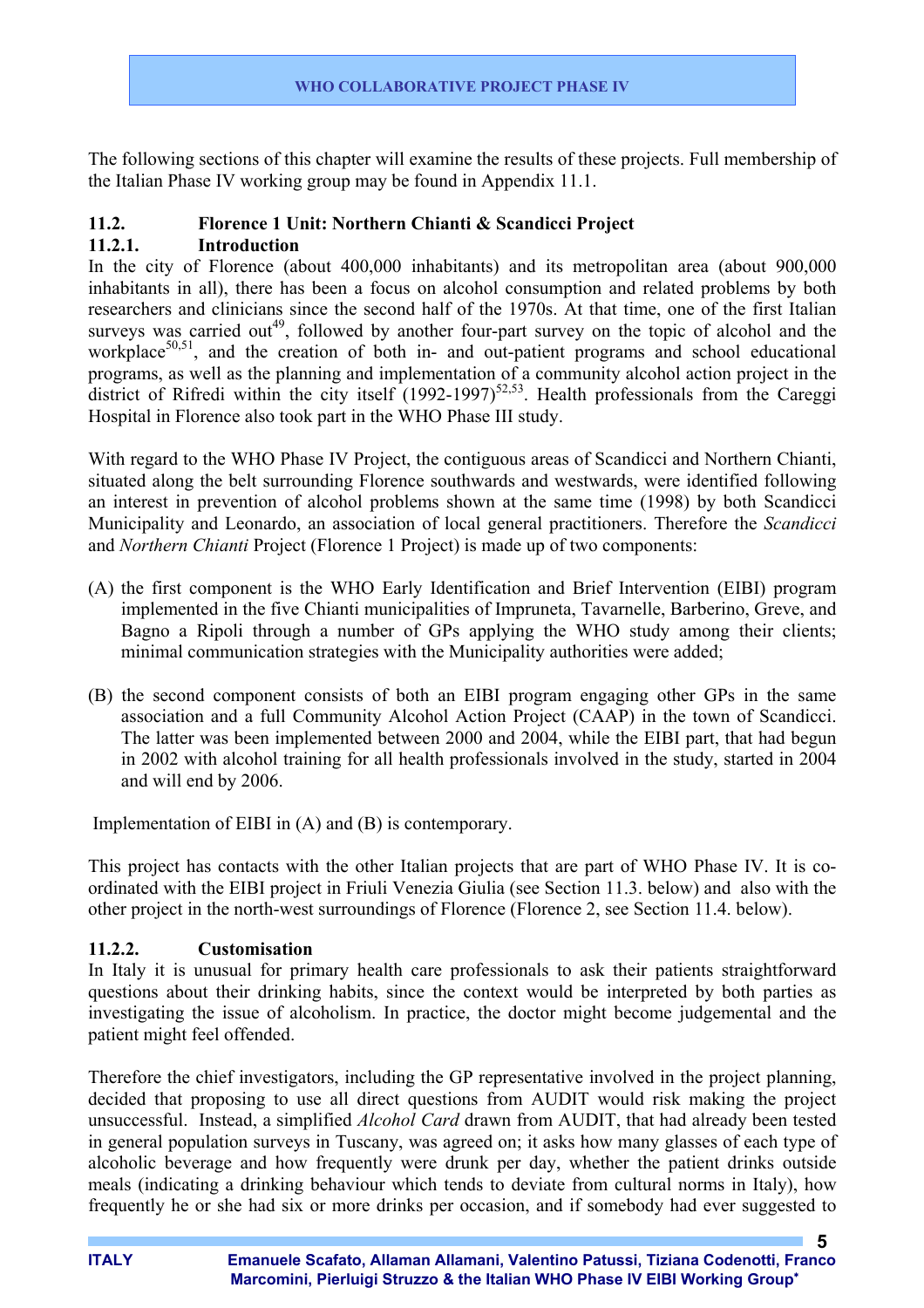The following sections of this chapter will examine the results of these projects. Full membership of the Italian Phase IV working group may be found in Appendix 11.1.

## 11.2. Florence 1 Unit: Northern Chianti & Scandicci Project

### 11.2.1. Introduction

In the city of Florence (about 400,000 inhabitants) and its metropolitan area (about 900,000 inhabitants in all), there has been a focus on alcohol consumption and related problems by both researchers and clinicians since the second half of the 1970s. At that time, one of the first Italian surveys was carried out[49], followed by another four-part survey on the topic of alcohol and the workplace[50,51], and the creation of both in- and out-patient programs and school educational programs, as well as the planning and implementation of a community alcohol action project in the district of Rifredi within the city itself (1992-1997)[52,53]. Health professionals from the Careggi Hospital in Florence also took part in the WHO Phase III study.

With regard to the WHO Phase IV Project, the contiguous areas of Scandicci and Northern Chianti, situated along the belt surrounding Florence southwards and westwards, were identified following an interest in prevention of alcohol problems shown at the same time (1998) by both Scandicci Municipality and Leonardo, an association of local general practitioners. Therefore the *Scandicci* and *Northern Chianti* Project (Florence 1 Project) is made up of two components:

(A) the first component is the WHO Early Identification and Brief Intervention (EIBI) program implemented in the five Chianti municipalities of Impruneta, Tavarnelle, Barberino, Greve, and Bagno a Ripoli through a number of GPs applying the WHO study among their clients; minimal communication strategies with the Municipality authorities were added;

(B) the second component consists of both an EIBI program engaging other GPs in the same association and a full Community Alcohol Action Project (CAAP) in the town of Scandicci. The latter was been implemented between 2000 and 2004, while the EIBI part, that had begun in 2002 with alcohol training for all health professionals involved in the study, started in 2004 and will end by 2006.

Implementation of EIBI in (A) and (B) is contemporary.

This project has contacts with the other Italian projects that are part of WHO Phase IV. It is co-ordinated with the EIBI project in Friuli Venezia Giulia (see Section 11.3. below) and also with the other project in the north-west surroundings of Florence (Florence 2, see Section 11.4. below).

### 11.2.2. Customisation

In Italy it is unusual for primary health care professionals to ask their patients straightforward questions about their drinking habits, since the context would be interpreted by both parties as investigating the issue of alcoholism. In practice, the doctor might become judgemental and the patient might feel offended.

Therefore the chief investigators, including the GP representative involved in the project planning, decided that proposing to use all direct questions from AUDIT would risk making the project unsuccessful. Instead, a simplified *Alcohol Card* drawn from AUDIT, that had already been tested in general population surveys in Tuscany, was agreed on; it asks how many glasses of each type of alcoholic beverage and how frequently were drunk per day, whether the patient drinks outside meals (indicating a drinking behaviour which tends to deviate from cultural norms in Italy), how frequently he or she had six or more drinks per occasion, and if somebody had ever suggested to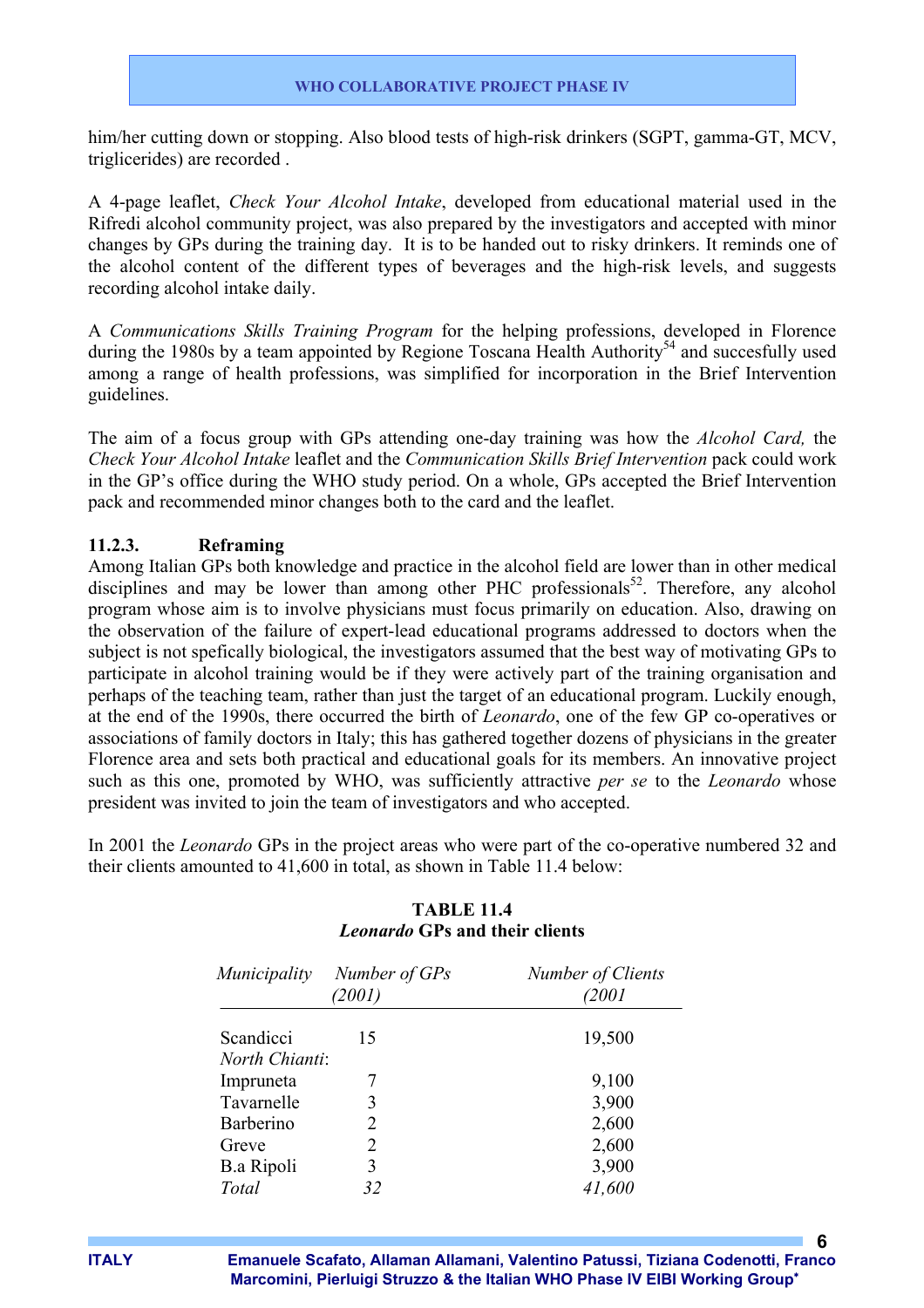him/her cutting down or stopping. Also blood tests of high-risk drinkers (SGPT, gamma-GT, MCV, triglicerides) are recorded .

A 4-page leaflet, *Check Your Alcohol Intake*, developed from educational material used in the Rifredi alcohol community project, was also prepared by the investigators and accepted with minor changes by GPs during the training day. It is to be handed out to risky drinkers. It reminds one of the alcohol content of the different types of beverages and the high-risk levels, and suggests recording alcohol intake daily.

A *Communications Skills Training Program* for the helping professions, developed in Florence during the 1980s by a team appointed by Regione Toscana Health Authority[54] and succesfully used among a range of health professions, was simplified for incorporation in the Brief Intervention guidelines.

The aim of a focus group with GPs attending one-day training was how the *Alcohol Card,* the *Check Your Alcohol Intake* leaflet and the *Communication Skills Brief Intervention* pack could work in the GP's office during the WHO study period. On a whole, GPs accepted the Brief Intervention pack and recommended minor changes both to the card and the leaflet.

### 11.2.3. Reframing

Among Italian GPs both knowledge and practice in the alcohol field are lower than in other medical disciplines and may be lower than among other PHC professionals[52]. Therefore, any alcohol program whose aim is to involve physicians must focus primarily on education. Also, drawing on the observation of the failure of expert-lead educational programs addressed to doctors when the subject is not spefically biological, the investigators assumed that the best way of motivating GPs to participate in alcohol training would be if they were actively part of the training organisation and perhaps of the teaching team, rather than just the target of an educational program. Luckily enough, at the end of the 1990s, there occurred the birth of *Leonardo*, one of the few GP co-operatives or associations of family doctors in Italy; this has gathered together dozens of physicians in the greater Florence area and sets both practical and educational goals for its members. An innovative project such as this one, promoted by WHO, was sufficiently attractive *per se* to the *Leonardo* whose president was invited to join the team of investigators and who accepted.

In 2001 the *Leonardo* GPs in the project areas who were part of the co-operative numbered 32 and their clients amounted to 41,600 in total, as shown in Table 11.4 below:

**TABLE 11.4**
***Leonardo* GPs and their clients**

| *Municipality* | *Number of GPs (2001)* | *Number of Clients (2001* |
|---|---|---|
| Scandicci | 15 | 19,500 |
| *North Chianti*: | | |
| Impruneta | 7 | 9,100 |
| Tavarnelle | 3 | 3,900 |
| Barberino | 2 | 2,600 |
| Greve | 2 | 2,600 |
| B.a Ripoli | 3 | 3,900 |
| *Total* | *32* | *41,600* |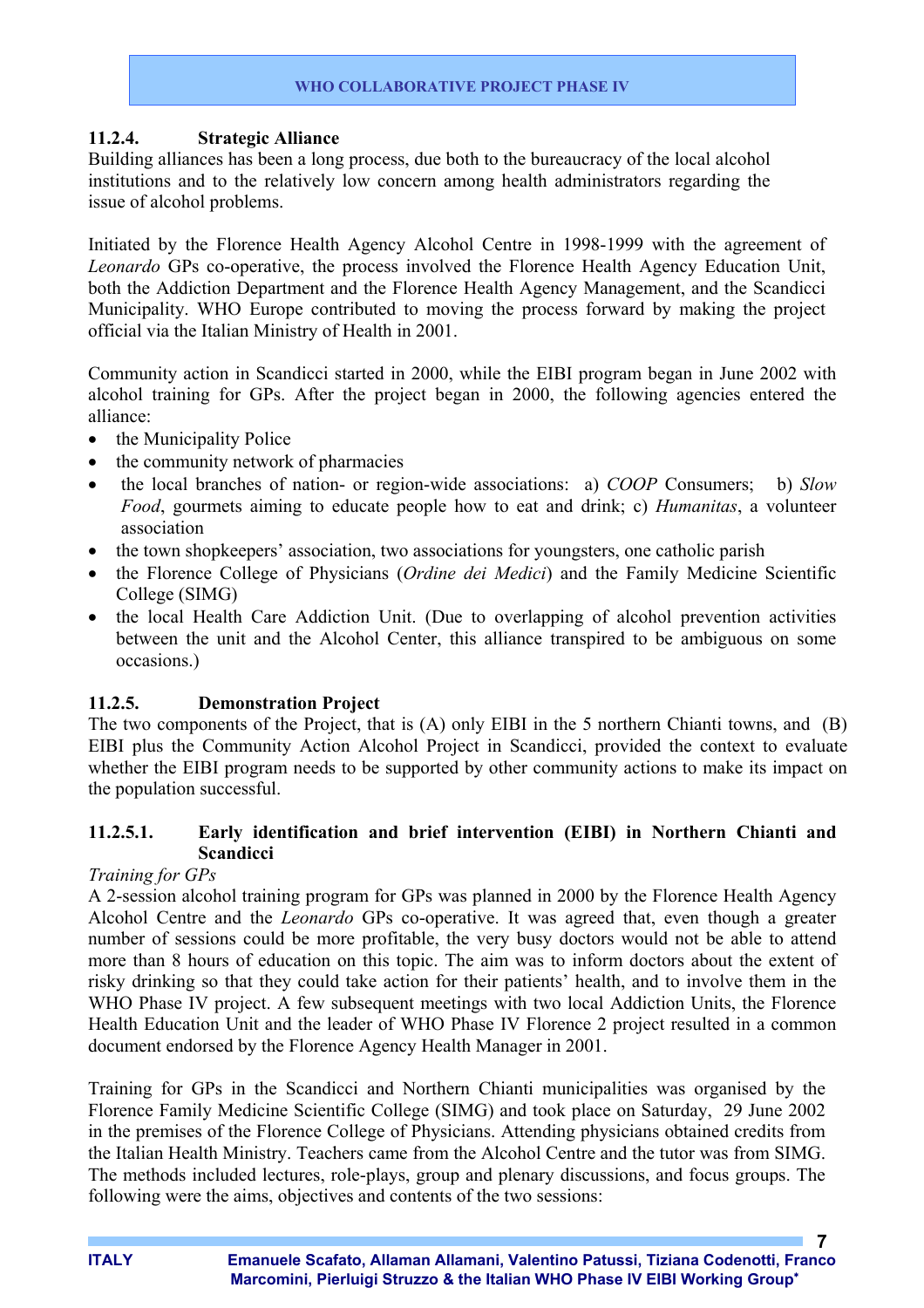### 11.2.4. Strategic Alliance

Building alliances has been a long process, due both to the bureaucracy of the local alcohol institutions and to the relatively low concern among health administrators regarding the issue of alcohol problems.

Initiated by the Florence Health Agency Alcohol Centre in 1998-1999 with the agreement of *Leonardo* GPs co-operative, the process involved the Florence Health Agency Education Unit, both the Addiction Department and the Florence Health Agency Management, and the Scandicci Municipality. WHO Europe contributed to moving the process forward by making the project official via the Italian Ministry of Health in 2001.

Community action in Scandicci started in 2000, while the EIBI program began in June 2002 with alcohol training for GPs. After the project began in 2000, the following agencies entered the alliance:

- the Municipality Police
- the community network of pharmacies
- the local branches of nation- or region-wide associations: a) *COOP* Consumers; b) *Slow Food*, gourmets aiming to educate people how to eat and drink; c) *Humanitas*, a volunteer association
- the town shopkeepers' association, two associations for youngsters, one catholic parish
- the Florence College of Physicians (*Ordine dei Medici*) and the Family Medicine Scientific College (SIMG)
- the local Health Care Addiction Unit. (Due to overlapping of alcohol prevention activities between the unit and the Alcohol Center, this alliance transpired to be ambiguous on some occasions.)

### 11.2.5. Demonstration Project

The two components of the Project, that is (A) only EIBI in the 5 northern Chianti towns, and (B) EIBI plus the Community Action Alcohol Project in Scandicci, provided the context to evaluate whether the EIBI program needs to be supported by other community actions to make its impact on the population successful.

#### 11.2.5.1. Early identification and brief intervention (EIBI) in Northern Chianti and Scandicci

*Training for GPs*

A 2-session alcohol training program for GPs was planned in 2000 by the Florence Health Agency Alcohol Centre and the *Leonardo* GPs co-operative. It was agreed that, even though a greater number of sessions could be more profitable, the very busy doctors would not be able to attend more than 8 hours of education on this topic. The aim was to inform doctors about the extent of risky drinking so that they could take action for their patients' health, and to involve them in the WHO Phase IV project. A few subsequent meetings with two local Addiction Units, the Florence Health Education Unit and the leader of WHO Phase IV Florence 2 project resulted in a common document endorsed by the Florence Agency Health Manager in 2001.

Training for GPs in the Scandicci and Northern Chianti municipalities was organised by the Florence Family Medicine Scientific College (SIMG) and took place on Saturday, 29 June 2002 in the premises of the Florence College of Physicians. Attending physicians obtained credits from the Italian Health Ministry. Teachers came from the Alcohol Centre and the tutor was from SIMG. The methods included lectures, role-plays, group and plenary discussions, and focus groups. The following were the aims, objectives and contents of the two sessions: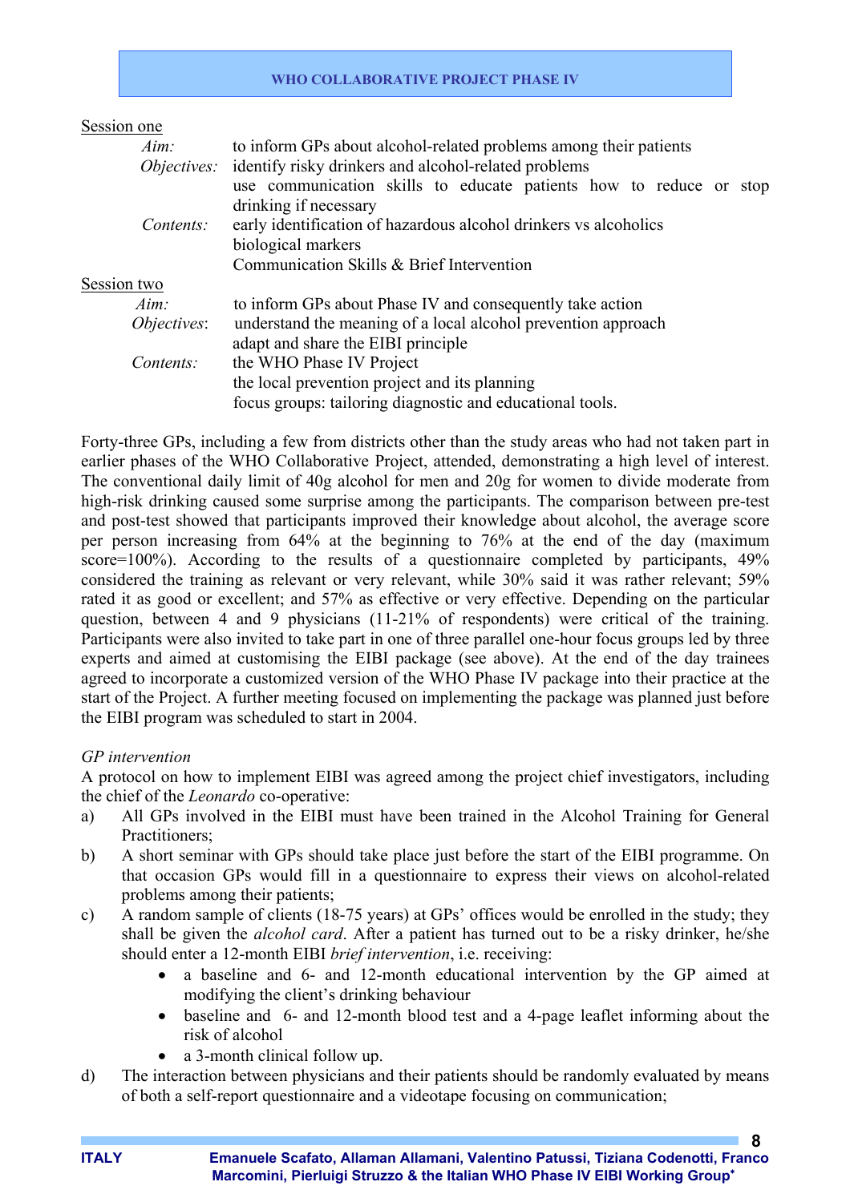Session one

*Aim:* to inform GPs about alcohol-related problems among their patients

*Objectives:* identify risky drinkers and alcohol-related problems
use communication skills to educate patients how to reduce or stop drinking if necessary

*Contents:* early identification of hazardous alcohol drinkers vs alcoholics
biological markers
Communication Skills & Brief Intervention

Session two

*Aim:* to inform GPs about Phase IV and consequently take action

*Objectives*: understand the meaning of a local alcohol prevention approach
adapt and share the EIBI principle

*Contents:* the WHO Phase IV Project
the local prevention project and its planning
focus groups: tailoring diagnostic and educational tools.

Forty-three GPs, including a few from districts other than the study areas who had not taken part in earlier phases of the WHO Collaborative Project, attended, demonstrating a high level of interest. The conventional daily limit of 40g alcohol for men and 20g for women to divide moderate from high-risk drinking caused some surprise among the participants. The comparison between pre-test and post-test showed that participants improved their knowledge about alcohol, the average score per person increasing from 64% at the beginning to 76% at the end of the day (maximum score=100%). According to the results of a questionnaire completed by participants, 49% considered the training as relevant or very relevant, while 30% said it was rather relevant; 59% rated it as good or excellent; and 57% as effective or very effective. Depending on the particular question, between 4 and 9 physicians (11-21% of respondents) were critical of the training. Participants were also invited to take part in one of three parallel one-hour focus groups led by three experts and aimed at customising the EIBI package (see above). At the end of the day trainees agreed to incorporate a customized version of the WHO Phase IV package into their practice at the start of the Project. A further meeting focused on implementing the package was planned just before the EIBI program was scheduled to start in 2004.

*GP intervention*

A protocol on how to implement EIBI was agreed among the project chief investigators, including the chief of the *Leonardo* co-operative:

a) All GPs involved in the EIBI must have been trained in the Alcohol Training for General Practitioners;
b) A short seminar with GPs should take place just before the start of the EIBI programme. On that occasion GPs would fill in a questionnaire to express their views on alcohol-related problems among their patients;
c) A random sample of clients (18-75 years) at GPs' offices would be enrolled in the study; they shall be given the *alcohol card*. After a patient has turned out to be a risky drinker, he/she should enter a 12-month EIBI *brief intervention*, i.e. receiving:
    - a baseline and 6- and 12-month educational intervention by the GP aimed at modifying the client's drinking behaviour
    - baseline and 6- and 12-month blood test and a 4-page leaflet informing about the risk of alcohol
    - a 3-month clinical follow up.
d) The interaction between physicians and their patients should be randomly evaluated by means of both a self-report questionnaire and a videotape focusing on communication;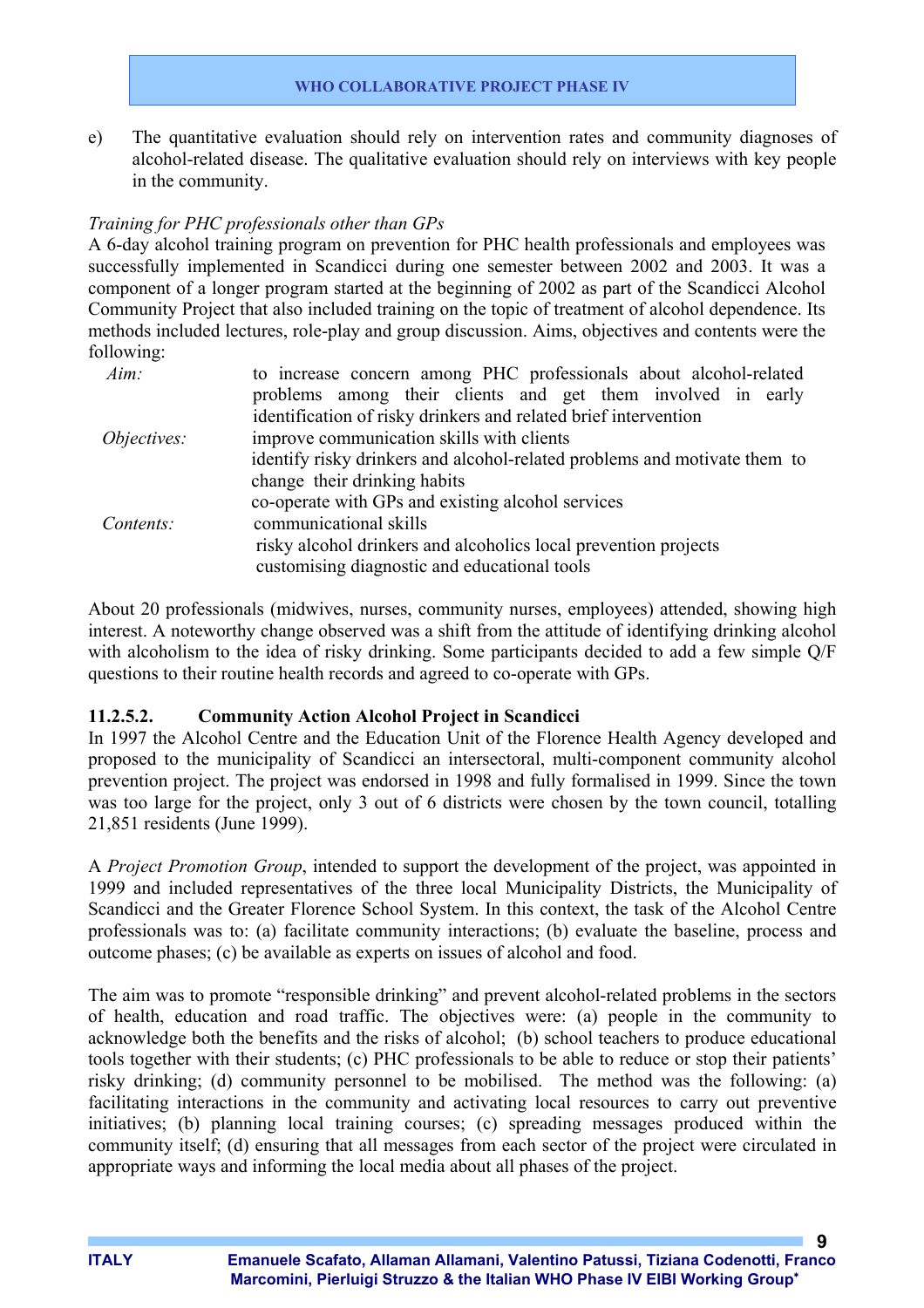e) The quantitative evaluation should rely on intervention rates and community diagnoses of alcohol-related disease. The qualitative evaluation should rely on interviews with key people in the community.

*Training for PHC professionals other than GPs*

A 6-day alcohol training program on prevention for PHC health professionals and employees was successfully implemented in Scandicci during one semester between 2002 and 2003. It was a component of a longer program started at the beginning of 2002 as part of the Scandicci Alcohol Community Project that also included training on the topic of treatment of alcohol dependence. Its methods included lectures, role-play and group discussion. Aims, objectives and contents were the following:

| | |
|---|---|
| *Aim:* | to increase concern among PHC professionals about alcohol-related problems among their clients and get them involved in early identification of risky drinkers and related brief intervention |
| *Objectives:* | improve communication skills with clients |
| | identify risky drinkers and alcohol-related problems and motivate them to change their drinking habits |
| | co-operate with GPs and existing alcohol services |
| *Contents:* | communicational skills |
| | risky alcohol drinkers and alcoholics local prevention projects |
| | customising diagnostic and educational tools |

About 20 professionals (midwives, nurses, community nurses, employees) attended, showing high interest. A noteworthy change observed was a shift from the attitude of identifying drinking alcohol with alcoholism to the idea of risky drinking. Some participants decided to add a few simple Q/F questions to their routine health records and agreed to co-operate with GPs.

#### 11.2.5.2. Community Action Alcohol Project in Scandicci

In 1997 the Alcohol Centre and the Education Unit of the Florence Health Agency developed and proposed to the municipality of Scandicci an intersectoral, multi-component community alcohol prevention project. The project was endorsed in 1998 and fully formalised in 1999. Since the town was too large for the project, only 3 out of 6 districts were chosen by the town council, totalling 21,851 residents (June 1999).

A *Project Promotion Group*, intended to support the development of the project, was appointed in 1999 and included representatives of the three local Municipality Districts, the Municipality of Scandicci and the Greater Florence School System. In this context, the task of the Alcohol Centre professionals was to: (a) facilitate community interactions; (b) evaluate the baseline, process and outcome phases; (c) be available as experts on issues of alcohol and food.

The aim was to promote "responsible drinking" and prevent alcohol-related problems in the sectors of health, education and road traffic. The objectives were: (a) people in the community to acknowledge both the benefits and the risks of alcohol; (b) school teachers to produce educational tools together with their students; (c) PHC professionals to be able to reduce or stop their patients' risky drinking; (d) community personnel to be mobilised. The method was the following: (a) facilitating interactions in the community and activating local resources to carry out preventive initiatives; (b) planning local training courses; (c) spreading messages produced within the community itself; (d) ensuring that all messages from each sector of the project were circulated in appropriate ways and informing the local media about all phases of the project.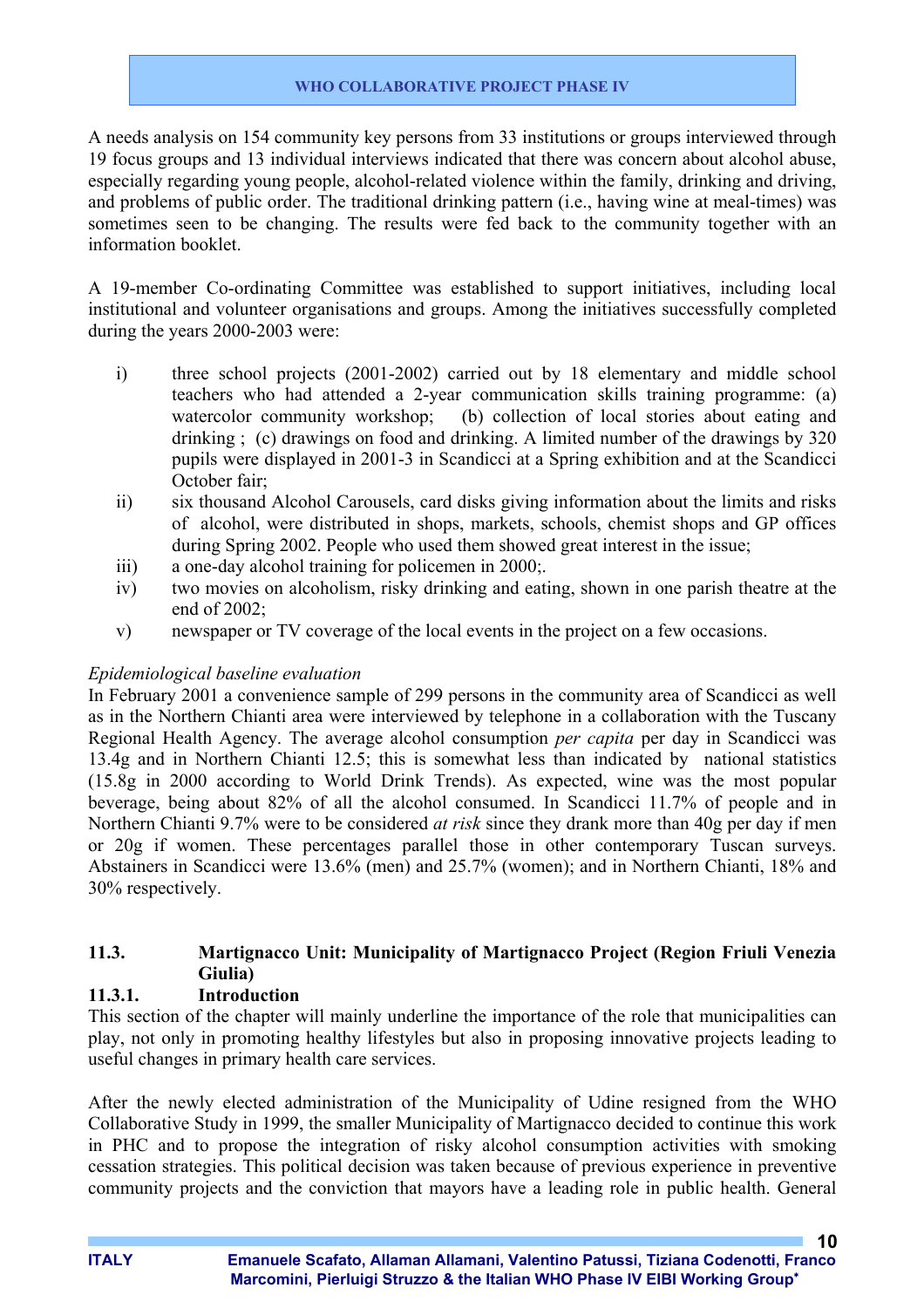A needs analysis on 154 community key persons from 33 institutions or groups interviewed through 19 focus groups and 13 individual interviews indicated that there was concern about alcohol abuse, especially regarding young people, alcohol-related violence within the family, drinking and driving, and problems of public order. The traditional drinking pattern (i.e., having wine at meal-times) was sometimes seen to be changing. The results were fed back to the community together with an information booklet.

A 19-member Co-ordinating Committee was established to support initiatives, including local institutional and volunteer organisations and groups. Among the initiatives successfully completed during the years 2000-2003 were:

- i) three school projects (2001-2002) carried out by 18 elementary and middle school teachers who had attended a 2-year communication skills training programme: (a) watercolor community workshop; (b) collection of local stories about eating and drinking ; (c) drawings on food and drinking. A limited number of the drawings by 320 pupils were displayed in 2001-3 in Scandicci at a Spring exhibition and at the Scandicci October fair;
- ii) six thousand Alcohol Carousels, card disks giving information about the limits and risks of alcohol, were distributed in shops, markets, schools, chemist shops and GP offices during Spring 2002. People who used them showed great interest in the issue;
- iii) a one-day alcohol training for policemen in 2000;.
- iv) two movies on alcoholism, risky drinking and eating, shown in one parish theatre at the end of 2002;
- v) newspaper or TV coverage of the local events in the project on a few occasions.

*Epidemiological baseline evaluation*

In February 2001 a convenience sample of 299 persons in the community area of Scandicci as well as in the Northern Chianti area were interviewed by telephone in a collaboration with the Tuscany Regional Health Agency. The average alcohol consumption *per capita* per day in Scandicci was 13.4g and in Northern Chianti 12.5; this is somewhat less than indicated by national statistics (15.8g in 2000 according to World Drink Trends). As expected, wine was the most popular beverage, being about 82% of all the alcohol consumed. In Scandicci 11.7% of people and in Northern Chianti 9.7% were to be considered *at risk* since they drank more than 40g per day if men or 20g if women. These percentages parallel those in other contemporary Tuscan surveys. Abstainers in Scandicci were 13.6% (men) and 25.7% (women); and in Northern Chianti, 18% and 30% respectively.

## 11.3. Martignacco Unit: Municipality of Martignacco Project (Region Friuli Venezia Giulia)

### 11.3.1. Introduction

This section of the chapter will mainly underline the importance of the role that municipalities can play, not only in promoting healthy lifestyles but also in proposing innovative projects leading to useful changes in primary health care services.

After the newly elected administration of the Municipality of Udine resigned from the WHO Collaborative Study in 1999, the smaller Municipality of Martignacco decided to continue this work in PHC and to propose the integration of risky alcohol consumption activities with smoking cessation strategies. This political decision was taken because of previous experience in preventive community projects and the conviction that mayors have a leading role in public health. General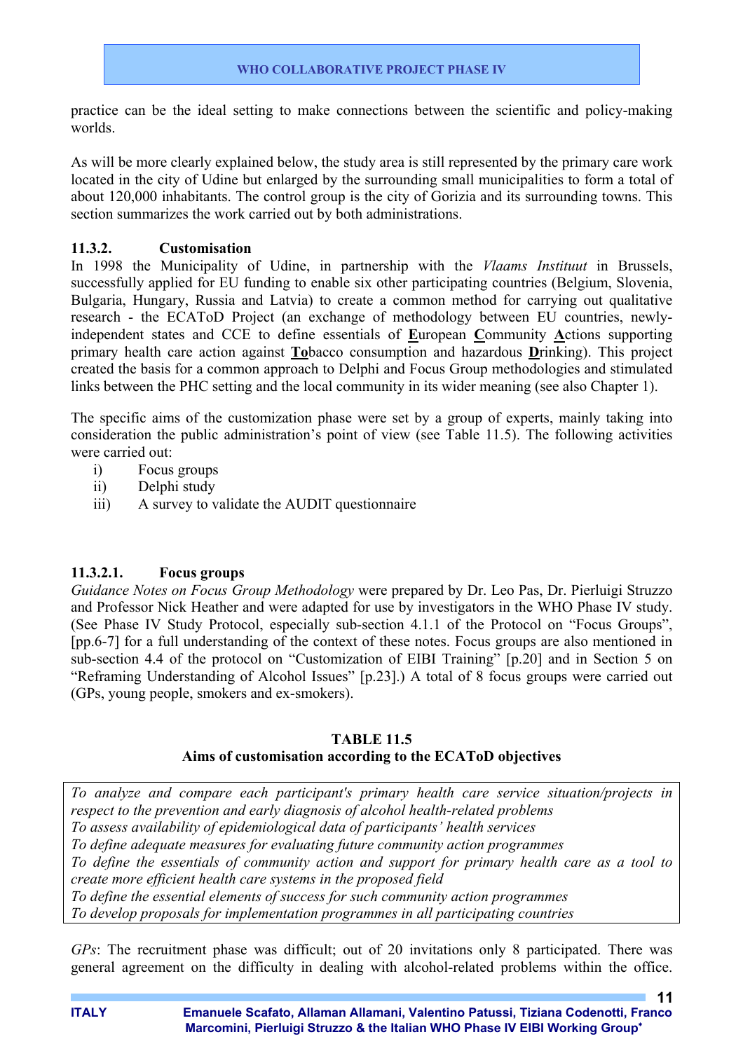practice can be the ideal setting to make connections between the scientific and policy-making worlds.

As will be more clearly explained below, the study area is still represented by the primary care work located in the city of Udine but enlarged by the surrounding small municipalities to form a total of about 120,000 inhabitants. The control group is the city of Gorizia and its surrounding towns. This section summarizes the work carried out by both administrations.

### 11.3.2. Customisation

In 1998 the Municipality of Udine, in partnership with the *Vlaams Instituut* in Brussels, successfully applied for EU funding to enable six other participating countries (Belgium, Slovenia, Bulgaria, Hungary, Russia and Latvia) to create a common method for carrying out qualitative research - the ECAToD Project (an exchange of methodology between EU countries, newly-independent states and CCE to define essentials of **E**uropean **C**ommunity **A**ctions supporting primary health care action against **To**bacco consumption and hazardous **D**rinking). This project created the basis for a common approach to Delphi and Focus Group methodologies and stimulated links between the PHC setting and the local community in its wider meaning (see also Chapter 1).

The specific aims of the customization phase were set by a group of experts, mainly taking into consideration the public administration's point of view (see Table 11.5). The following activities were carried out:

i) Focus groups
ii) Delphi study
iii) A survey to validate the AUDIT questionnaire

#### 11.3.2.1. Focus groups

*Guidance Notes on Focus Group Methodology* were prepared by Dr. Leo Pas, Dr. Pierluigi Struzzo and Professor Nick Heather and were adapted for use by investigators in the WHO Phase IV study. (See Phase IV Study Protocol, especially sub-section 4.1.1 of the Protocol on "Focus Groups", [pp.6-7] for a full understanding of the context of these notes. Focus groups are also mentioned in sub-section 4.4 of the protocol on "Customization of EIBI Training" [p.20] and in Section 5 on "Reframing Understanding of Alcohol Issues" [p.23].) A total of 8 focus groups were carried out (GPs, young people, smokers and ex-smokers).

**TABLE 11.5**
**Aims of customisation according to the ECAToD objectives**

| |
|---|
| *To analyze and compare each participant's primary health care service situation/projects in respect to the prevention and early diagnosis of alcohol health-related problems* |
| *To assess availability of epidemiological data of participants' health services* |
| *To define adequate measures for evaluating future community action programmes* |
| *To define the essentials of community action and support for primary health care as a tool to create more efficient health care systems in the proposed field* |
| *To define the essential elements of success for such community action programmes* |
| *To develop proposals for implementation programmes in all participating countries* |

*GPs*: The recruitment phase was difficult; out of 20 invitations only 8 participated. There was general agreement on the difficulty in dealing with alcohol-related problems within the office.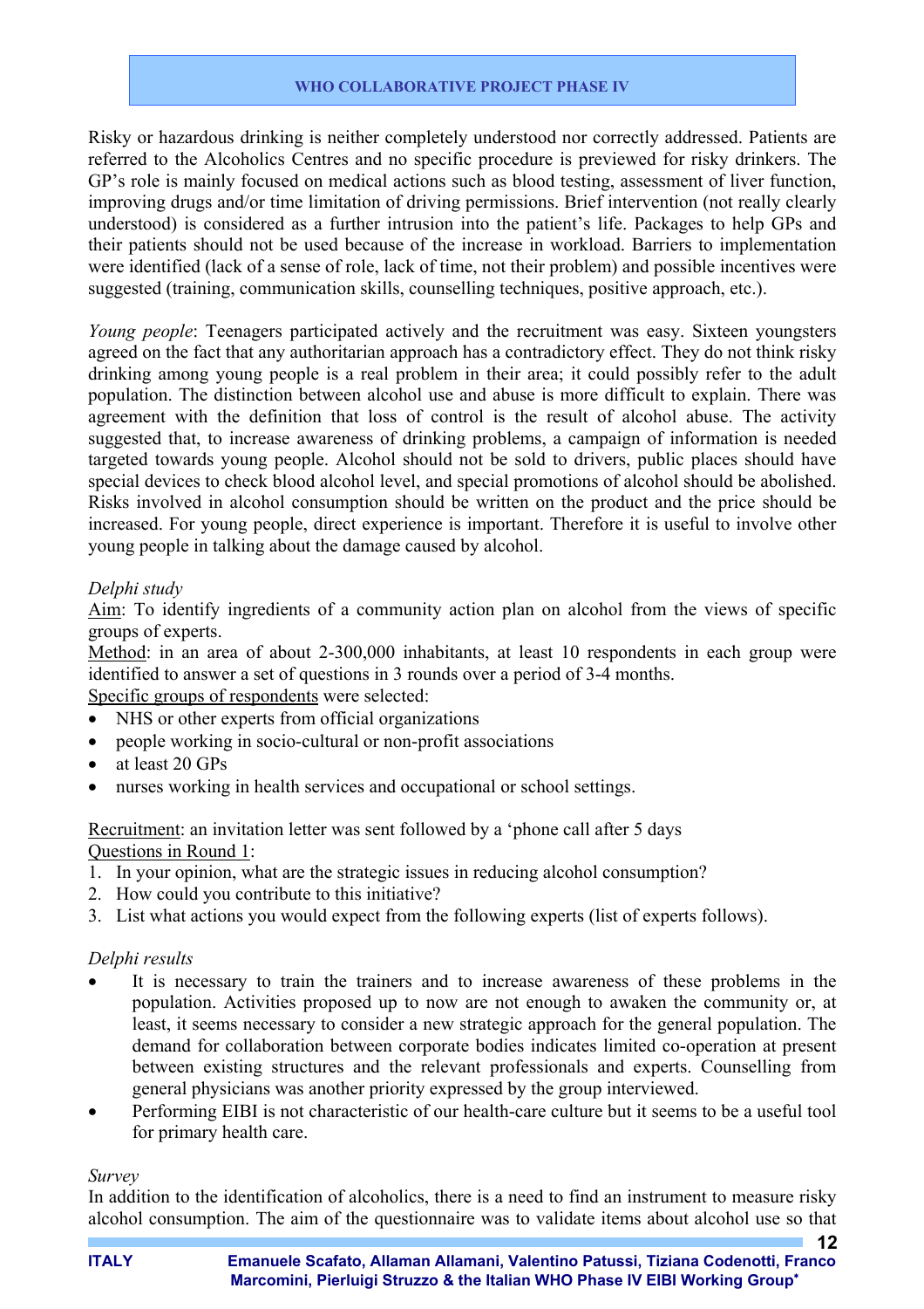Risky or hazardous drinking is neither completely understood nor correctly addressed. Patients are referred to the Alcoholics Centres and no specific procedure is previewed for risky drinkers. The GP's role is mainly focused on medical actions such as blood testing, assessment of liver function, improving drugs and/or time limitation of driving permissions. Brief intervention (not really clearly understood) is considered as a further intrusion into the patient's life. Packages to help GPs and their patients should not be used because of the increase in workload. Barriers to implementation were identified (lack of a sense of role, lack of time, not their problem) and possible incentives were suggested (training, communication skills, counselling techniques, positive approach, etc.).

*Young people*: Teenagers participated actively and the recruitment was easy. Sixteen youngsters agreed on the fact that any authoritarian approach has a contradictory effect. They do not think risky drinking among young people is a real problem in their area; it could possibly refer to the adult population. The distinction between alcohol use and abuse is more difficult to explain. There was agreement with the definition that loss of control is the result of alcohol abuse. The activity suggested that, to increase awareness of drinking problems, a campaign of information is needed targeted towards young people. Alcohol should not be sold to drivers, public places should have special devices to check blood alcohol level, and special promotions of alcohol should be abolished. Risks involved in alcohol consumption should be written on the product and the price should be increased. For young people, direct experience is important. Therefore it is useful to involve other young people in talking about the damage caused by alcohol.

*Delphi study*

Aim: To identify ingredients of a community action plan on alcohol from the views of specific groups of experts.

Method: in an area of about 2-300,000 inhabitants, at least 10 respondents in each group were identified to answer a set of questions in 3 rounds over a period of 3-4 months.

Specific groups of respondents were selected:

- NHS or other experts from official organizations
- people working in socio-cultural or non-profit associations
- at least 20 GPs
- nurses working in health services and occupational or school settings.

Recruitment: an invitation letter was sent followed by a 'phone call after 5 days

Questions in Round 1:

1. In your opinion, what are the strategic issues in reducing alcohol consumption?
2. How could you contribute to this initiative?
3. List what actions you would expect from the following experts (list of experts follows).

*Delphi results*

- It is necessary to train the trainers and to increase awareness of these problems in the population. Activities proposed up to now are not enough to awaken the community or, at least, it seems necessary to consider a new strategic approach for the general population. The demand for collaboration between corporate bodies indicates limited co-operation at present between existing structures and the relevant professionals and experts. Counselling from general physicians was another priority expressed by the group interviewed.
- Performing EIBI is not characteristic of our health-care culture but it seems to be a useful tool for primary health care.

*Survey*

In addition to the identification of alcoholics, there is a need to find an instrument to measure risky alcohol consumption. The aim of the questionnaire was to validate items about alcohol use so that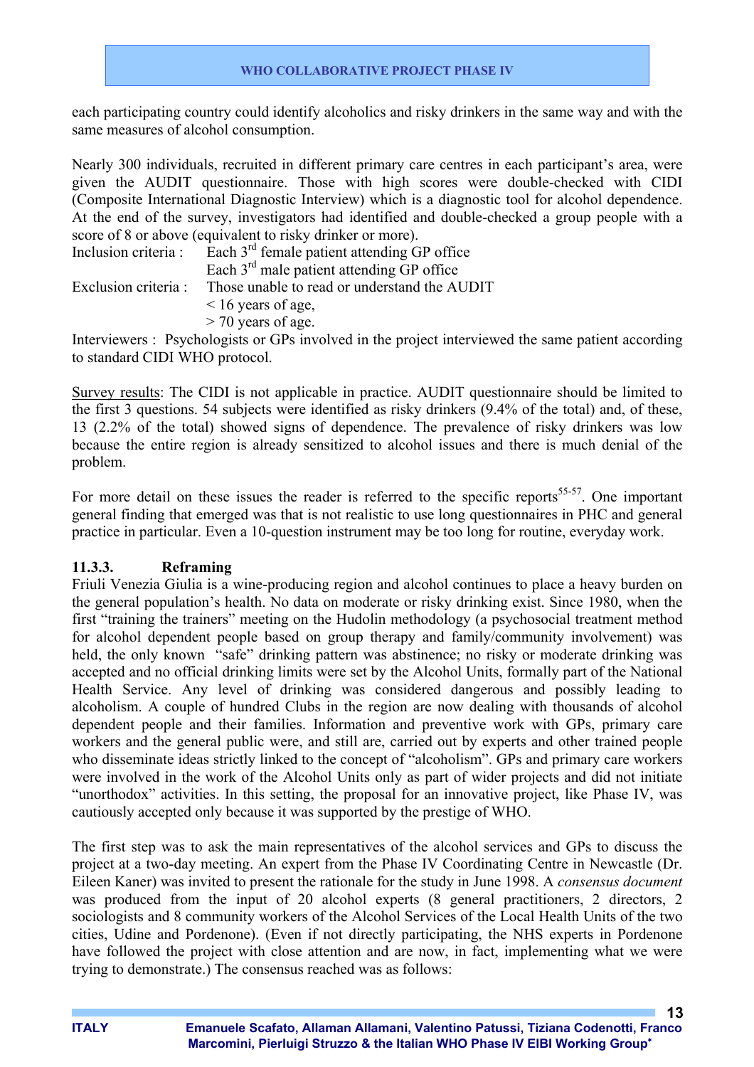each participating country could identify alcoholics and risky drinkers in the same way and with the same measures of alcohol consumption.

Nearly 300 individuals, recruited in different primary care centres in each participant's area, were given the AUDIT questionnaire. Those with high scores were double-checked with CIDI (Composite International Diagnostic Interview) which is a diagnostic tool for alcohol dependence. At the end of the survey, investigators had identified and double-checked a group people with a score of 8 or above (equivalent to risky drinker or more).

Inclusion criteria : Each 3rd female patient attending GP office
Each 3rd male patient attending GP office

Exclusion criteria : Those unable to read or understand the AUDIT
< 16 years of age,
> 70 years of age.

Interviewers : Psychologists or GPs involved in the project interviewed the same patient according to standard CIDI WHO protocol.

Survey results: The CIDI is not applicable in practice. AUDIT questionnaire should be limited to the first 3 questions. 54 subjects were identified as risky drinkers (9.4% of the total) and, of these, 13 (2.2% of the total) showed signs of dependence. The prevalence of risky drinkers was low because the entire region is already sensitized to alcohol issues and there is much denial of the problem.

For more detail on these issues the reader is referred to the specific reports[55-57]. One important general finding that emerged was that is not realistic to use long questionnaires in PHC and general practice in particular. Even a 10-question instrument may be too long for routine, everyday work.

### 11.3.3. Reframing

Friuli Venezia Giulia is a wine-producing region and alcohol continues to place a heavy burden on the general population's health. No data on moderate or risky drinking exist. Since 1980, when the first "training the trainers" meeting on the Hudolin methodology (a psychosocial treatment method for alcohol dependent people based on group therapy and family/community involvement) was held, the only known "safe" drinking pattern was abstinence; no risky or moderate drinking was accepted and no official drinking limits were set by the Alcohol Units, formally part of the National Health Service. Any level of drinking was considered dangerous and possibly leading to alcoholism. A couple of hundred Clubs in the region are now dealing with thousands of alcohol dependent people and their families. Information and preventive work with GPs, primary care workers and the general public were, and still are, carried out by experts and other trained people who disseminate ideas strictly linked to the concept of "alcoholism". GPs and primary care workers were involved in the work of the Alcohol Units only as part of wider projects and did not initiate "unorthodox" activities. In this setting, the proposal for an innovative project, like Phase IV, was cautiously accepted only because it was supported by the prestige of WHO.

The first step was to ask the main representatives of the alcohol services and GPs to discuss the project at a two-day meeting. An expert from the Phase IV Coordinating Centre in Newcastle (Dr. Eileen Kaner) was invited to present the rationale for the study in June 1998. A *consensus document* was produced from the input of 20 alcohol experts (8 general practitioners, 2 directors, 2 sociologists and 8 community workers of the Alcohol Services of the Local Health Units of the two cities, Udine and Pordenone). (Even if not directly participating, the NHS experts in Pordenone have followed the project with close attention and are now, in fact, implementing what we were trying to demonstrate.) The consensus reached was as follows: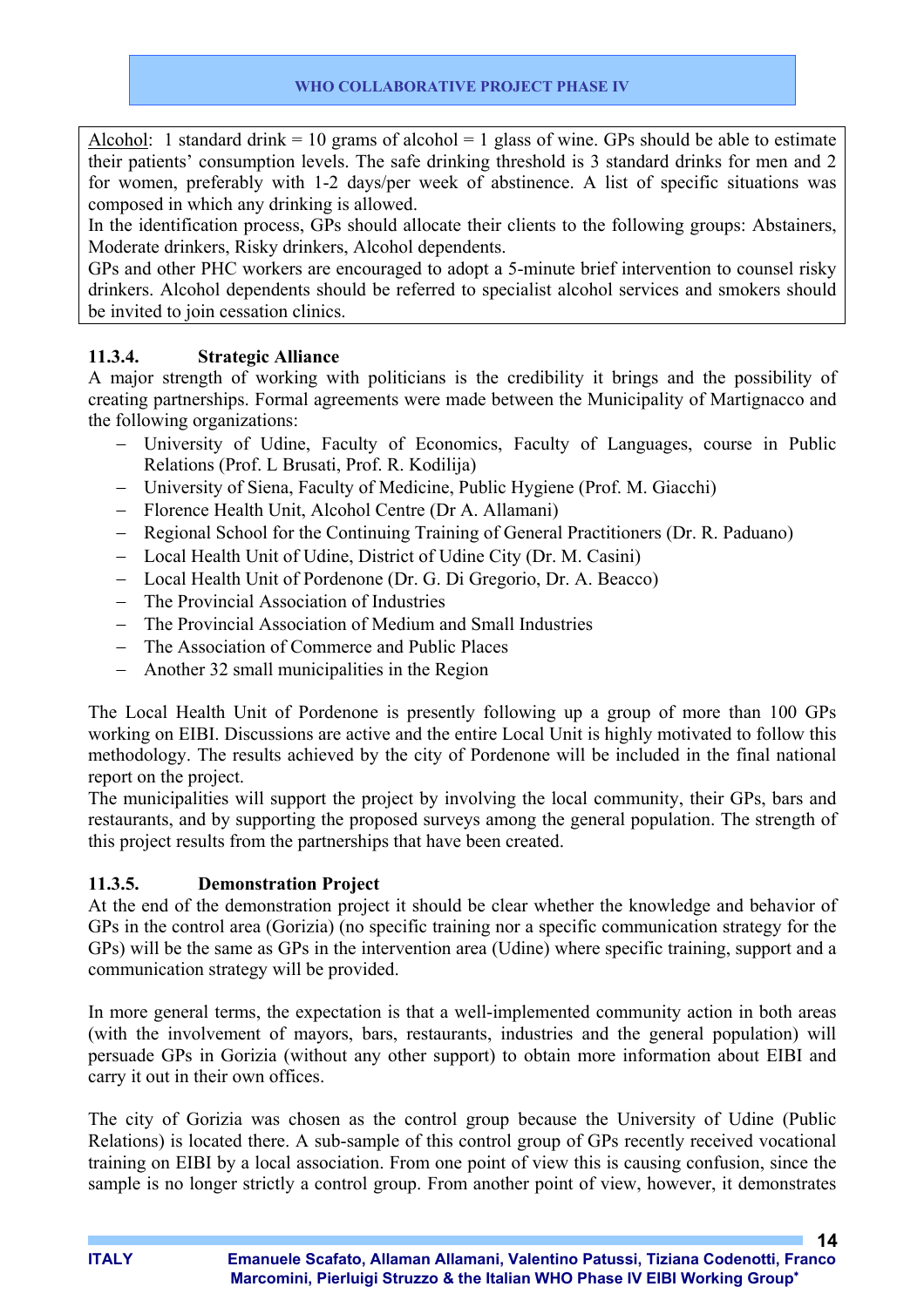Alcohol: 1 standard drink = 10 grams of alcohol = 1 glass of wine. GPs should be able to estimate their patients' consumption levels. The safe drinking threshold is 3 standard drinks for men and 2 for women, preferably with 1-2 days/per week of abstinence. A list of specific situations was composed in which any drinking is allowed.
In the identification process, GPs should allocate their clients to the following groups: Abstainers, Moderate drinkers, Risky drinkers, Alcohol dependents.
GPs and other PHC workers are encouraged to adopt a 5-minute brief intervention to counsel risky drinkers. Alcohol dependents should be referred to specialist alcohol services and smokers should be invited to join cessation clinics.

### 11.3.4. Strategic Alliance

A major strength of working with politicians is the credibility it brings and the possibility of creating partnerships. Formal agreements were made between the Municipality of Martignacco and the following organizations:

- University of Udine, Faculty of Economics, Faculty of Languages, course in Public Relations (Prof. L Brusati, Prof. R. Kodilija)
- University of Siena, Faculty of Medicine, Public Hygiene (Prof. M. Giacchi)
- Florence Health Unit, Alcohol Centre (Dr A. Allamani)
- Regional School for the Continuing Training of General Practitioners (Dr. R. Paduano)
- Local Health Unit of Udine, District of Udine City (Dr. M. Casini)
- Local Health Unit of Pordenone (Dr. G. Di Gregorio, Dr. A. Beacco)
- The Provincial Association of Industries
- The Provincial Association of Medium and Small Industries
- The Association of Commerce and Public Places
- Another 32 small municipalities in the Region

The Local Health Unit of Pordenone is presently following up a group of more than 100 GPs working on EIBI. Discussions are active and the entire Local Unit is highly motivated to follow this methodology. The results achieved by the city of Pordenone will be included in the final national report on the project.
The municipalities will support the project by involving the local community, their GPs, bars and restaurants, and by supporting the proposed surveys among the general population. The strength of this project results from the partnerships that have been created.

### 11.3.5. Demonstration Project

At the end of the demonstration project it should be clear whether the knowledge and behavior of GPs in the control area (Gorizia) (no specific training nor a specific communication strategy for the GPs) will be the same as GPs in the intervention area (Udine) where specific training, support and a communication strategy will be provided.

In more general terms, the expectation is that a well-implemented community action in both areas (with the involvement of mayors, bars, restaurants, industries and the general population) will persuade GPs in Gorizia (without any other support) to obtain more information about EIBI and carry it out in their own offices.

The city of Gorizia was chosen as the control group because the University of Udine (Public Relations) is located there. A sub-sample of this control group of GPs recently received vocational training on EIBI by a local association. From one point of view this is causing confusion, since the sample is no longer strictly a control group. From another point of view, however, it demonstrates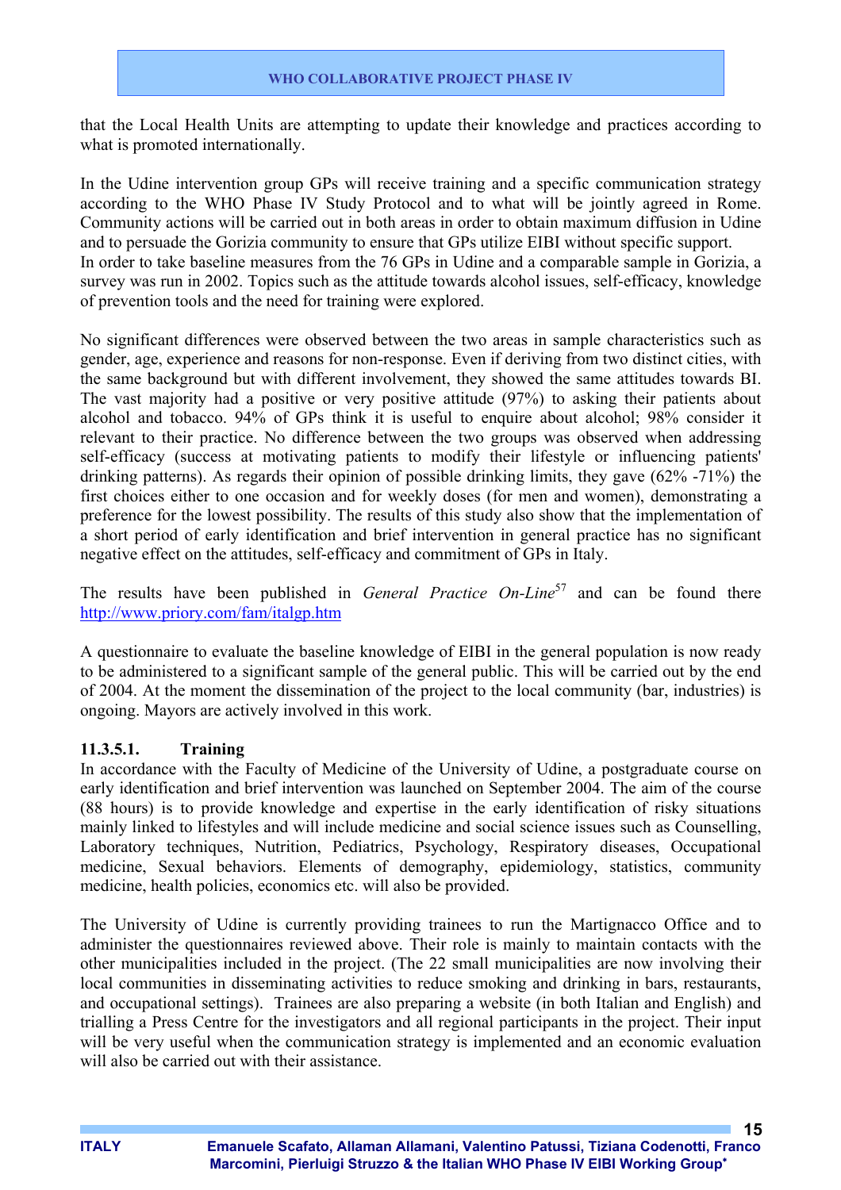that the Local Health Units are attempting to update their knowledge and practices according to what is promoted internationally.

In the Udine intervention group GPs will receive training and a specific communication strategy according to the WHO Phase IV Study Protocol and to what will be jointly agreed in Rome. Community actions will be carried out in both areas in order to obtain maximum diffusion in Udine and to persuade the Gorizia community to ensure that GPs utilize EIBI without specific support.
In order to take baseline measures from the 76 GPs in Udine and a comparable sample in Gorizia, a survey was run in 2002. Topics such as the attitude towards alcohol issues, self-efficacy, knowledge of prevention tools and the need for training were explored.

No significant differences were observed between the two areas in sample characteristics such as gender, age, experience and reasons for non-response. Even if deriving from two distinct cities, with the same background but with different involvement, they showed the same attitudes towards BI. The vast majority had a positive or very positive attitude (97%) to asking their patients about alcohol and tobacco. 94% of GPs think it is useful to enquire about alcohol; 98% consider it relevant to their practice. No difference between the two groups was observed when addressing self-efficacy (success at motivating patients to modify their lifestyle or influencing patients' drinking patterns). As regards their opinion of possible drinking limits, they gave (62% -71%) the first choices either to one occasion and for weekly doses (for men and women), demonstrating a preference for the lowest possibility. The results of this study also show that the implementation of a short period of early identification and brief intervention in general practice has no significant negative effect on the attitudes, self-efficacy and commitment of GPs in Italy.

The results have been published in *General Practice On-Line*[57] and can be found there http://www.priory.com/fam/italgp.htm

A questionnaire to evaluate the baseline knowledge of EIBI in the general population is now ready to be administered to a significant sample of the general public. This will be carried out by the end of 2004. At the moment the dissemination of the project to the local community (bar, industries) is ongoing. Mayors are actively involved in this work.

#### 11.3.5.1. Training

In accordance with the Faculty of Medicine of the University of Udine, a postgraduate course on early identification and brief intervention was launched on September 2004. The aim of the course (88 hours) is to provide knowledge and expertise in the early identification of risky situations mainly linked to lifestyles and will include medicine and social science issues such as Counselling, Laboratory techniques, Nutrition, Pediatrics, Psychology, Respiratory diseases, Occupational medicine, Sexual behaviors. Elements of demography, epidemiology, statistics, community medicine, health policies, economics etc. will also be provided.

The University of Udine is currently providing trainees to run the Martignacco Office and to administer the questionnaires reviewed above. Their role is mainly to maintain contacts with the other municipalities included in the project. (The 22 small municipalities are now involving their local communities in disseminating activities to reduce smoking and drinking in bars, restaurants, and occupational settings). Trainees are also preparing a website (in both Italian and English) and trialling a Press Centre for the investigators and all regional participants in the project. Their input will be very useful when the communication strategy is implemented and an economic evaluation will also be carried out with their assistance.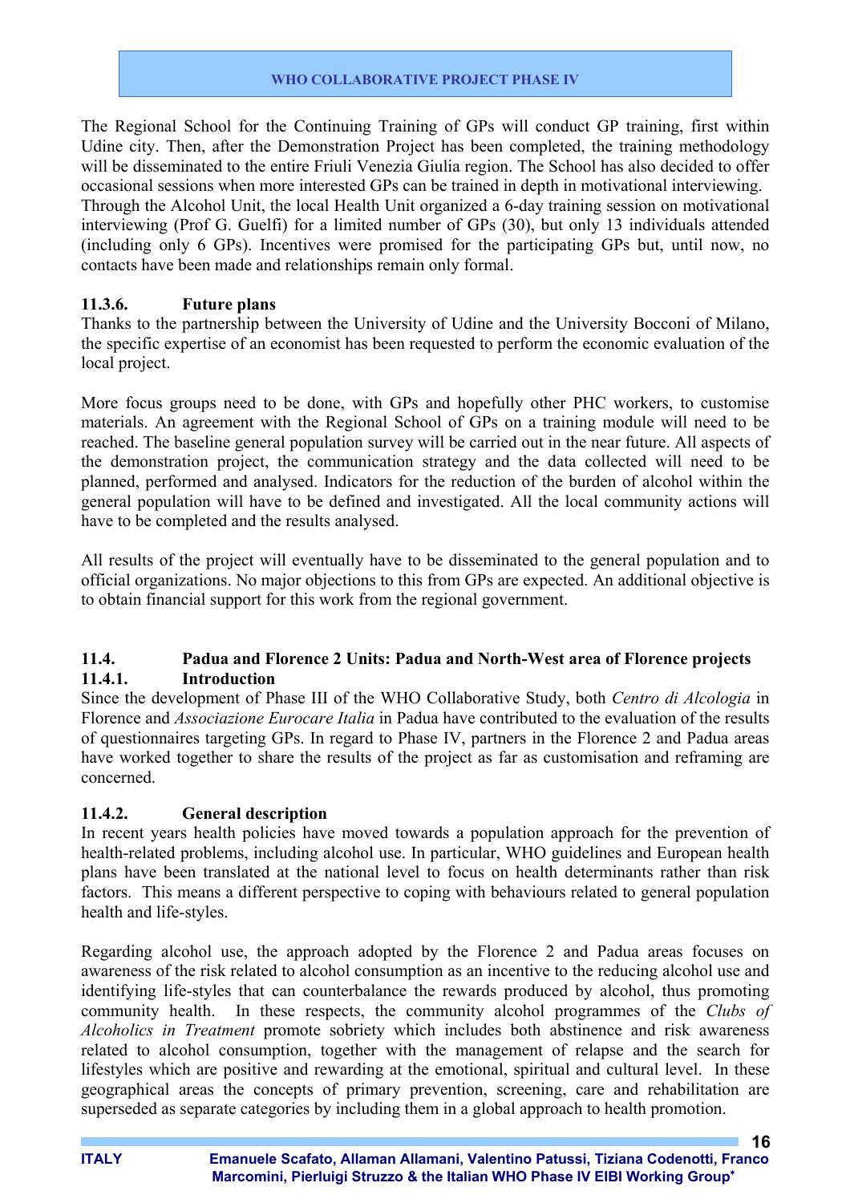The Regional School for the Continuing Training of GPs will conduct GP training, first within Udine city. Then, after the Demonstration Project has been completed, the training methodology will be disseminated to the entire Friuli Venezia Giulia region. The School has also decided to offer occasional sessions when more interested GPs can be trained in depth in motivational interviewing.
Through the Alcohol Unit, the local Health Unit organized a 6-day training session on motivational interviewing (Prof G. Guelfi) for a limited number of GPs (30), but only 13 individuals attended (including only 6 GPs). Incentives were promised for the participating GPs but, until now, no contacts have been made and relationships remain only formal.

### 11.3.6. Future plans

Thanks to the partnership between the University of Udine and the University Bocconi of Milano, the specific expertise of an economist has been requested to perform the economic evaluation of the local project.

More focus groups need to be done, with GPs and hopefully other PHC workers, to customise materials. An agreement with the Regional School of GPs on a training module will need to be reached. The baseline general population survey will be carried out in the near future. All aspects of the demonstration project, the communication strategy and the data collected will need to be planned, performed and analysed. Indicators for the reduction of the burden of alcohol within the general population will have to be defined and investigated. All the local community actions will have to be completed and the results analysed.

All results of the project will eventually have to be disseminated to the general population and to official organizations. No major objections to this from GPs are expected. An additional objective is to obtain financial support for this work from the regional government.

## 11.4. Padua and Florence 2 Units: Padua and North-West area of Florence projects

### 11.4.1. Introduction

Since the development of Phase III of the WHO Collaborative Study, both *Centro di Alcologia* in Florence and *Associazione Eurocare Italia* in Padua have contributed to the evaluation of the results of questionnaires targeting GPs. In regard to Phase IV, partners in the Florence 2 and Padua areas have worked together to share the results of the project as far as customisation and reframing are concerned.

### 11.4.2. General description

In recent years health policies have moved towards a population approach for the prevention of health-related problems, including alcohol use. In particular, WHO guidelines and European health plans have been translated at the national level to focus on health determinants rather than risk factors. This means a different perspective to coping with behaviours related to general population health and life-styles.

Regarding alcohol use, the approach adopted by the Florence 2 and Padua areas focuses on awareness of the risk related to alcohol consumption as an incentive to the reducing alcohol use and identifying life-styles that can counterbalance the rewards produced by alcohol, thus promoting community health. In these respects, the community alcohol programmes of the *Clubs of Alcoholics in Treatment* promote sobriety which includes both abstinence and risk awareness related to alcohol consumption, together with the management of relapse and the search for lifestyles which are positive and rewarding at the emotional, spiritual and cultural level. In these geographical areas the concepts of primary prevention, screening, care and rehabilitation are superseded as separate categories by including them in a global approach to health promotion.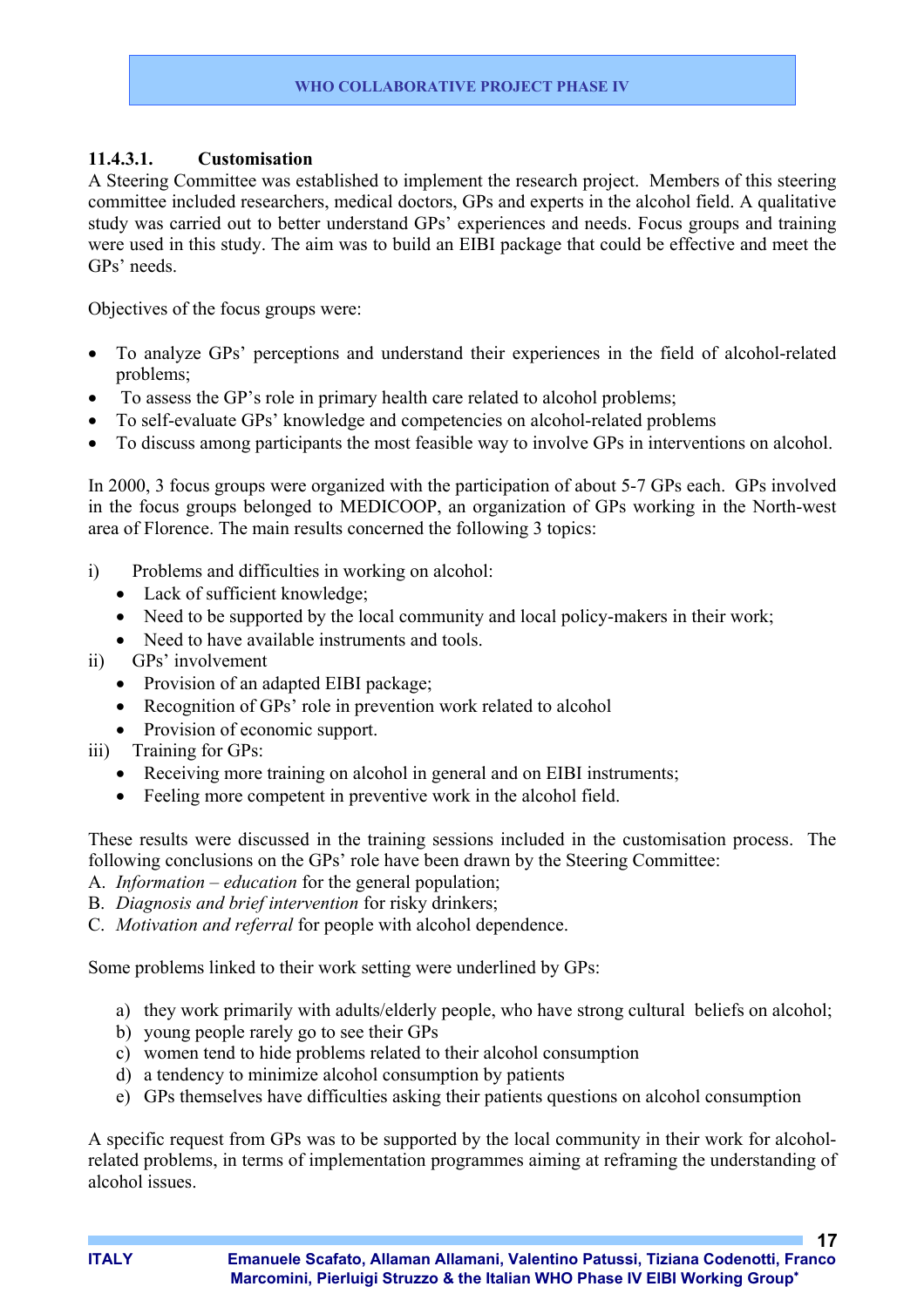#### 11.4.3.1. Customisation

A Steering Committee was established to implement the research project. Members of this steering committee included researchers, medical doctors, GPs and experts in the alcohol field. A qualitative study was carried out to better understand GPs' experiences and needs. Focus groups and training were used in this study. The aim was to build an EIBI package that could be effective and meet the GPs' needs.

Objectives of the focus groups were:

- To analyze GPs' perceptions and understand their experiences in the field of alcohol-related problems;
- To assess the GP's role in primary health care related to alcohol problems;
- To self-evaluate GPs' knowledge and competencies on alcohol-related problems
- To discuss among participants the most feasible way to involve GPs in interventions on alcohol.

In 2000, 3 focus groups were organized with the participation of about 5-7 GPs each. GPs involved in the focus groups belonged to MEDICOOP, an organization of GPs working in the North-west area of Florence. The main results concerned the following 3 topics:

i) Problems and difficulties in working on alcohol:
   - Lack of sufficient knowledge;
   - Need to be supported by the local community and local policy-makers in their work;
   - Need to have available instruments and tools.

ii) GPs' involvement
   - Provision of an adapted EIBI package;
   - Recognition of GPs' role in prevention work related to alcohol
   - Provision of economic support.

iii) Training for GPs:
   - Receiving more training on alcohol in general and on EIBI instruments;
   - Feeling more competent in preventive work in the alcohol field.

These results were discussed in the training sessions included in the customisation process. The following conclusions on the GPs' role have been drawn by the Steering Committee:

A. *Information – education* for the general population;
B. *Diagnosis and brief intervention* for risky drinkers;
C. *Motivation and referral* for people with alcohol dependence.

Some problems linked to their work setting were underlined by GPs:

a) they work primarily with adults/elderly people, who have strong cultural beliefs on alcohol;
b) young people rarely go to see their GPs
c) women tend to hide problems related to their alcohol consumption
d) a tendency to minimize alcohol consumption by patients
e) GPs themselves have difficulties asking their patients questions on alcohol consumption

A specific request from GPs was to be supported by the local community in their work for alcohol-related problems, in terms of implementation programmes aiming at reframing the understanding of alcohol issues.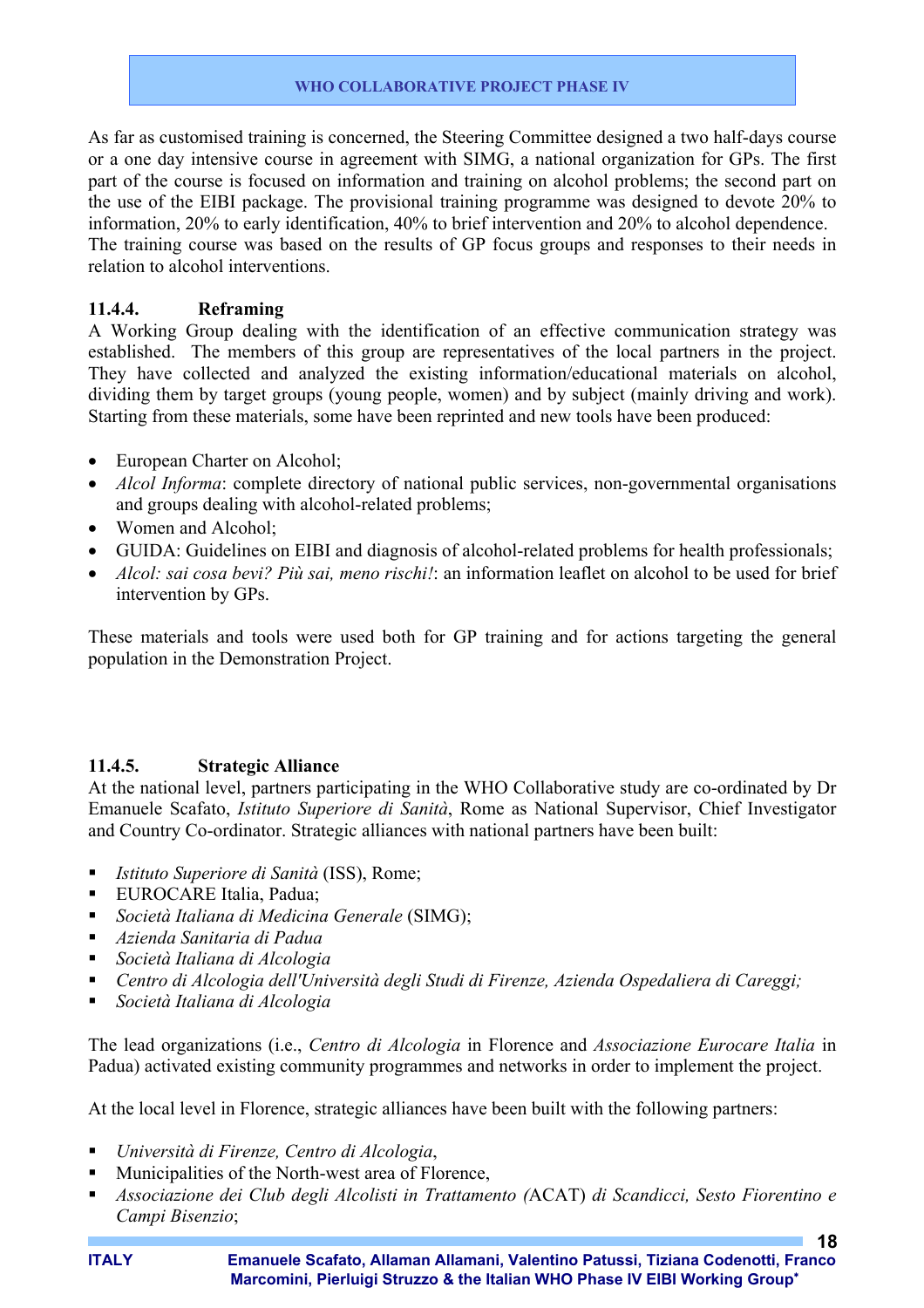As far as customised training is concerned, the Steering Committee designed a two half-days course or a one day intensive course in agreement with SIMG, a national organization for GPs. The first part of the course is focused on information and training on alcohol problems; the second part on the use of the EIBI package. The provisional training programme was designed to devote 20% to information, 20% to early identification, 40% to brief intervention and 20% to alcohol dependence. The training course was based on the results of GP focus groups and responses to their needs in relation to alcohol interventions.

### 11.4.4. Reframing

A Working Group dealing with the identification of an effective communication strategy was established. The members of this group are representatives of the local partners in the project. They have collected and analyzed the existing information/educational materials on alcohol, dividing them by target groups (young people, women) and by subject (mainly driving and work). Starting from these materials, some have been reprinted and new tools have been produced:

- European Charter on Alcohol;
- *Alcol Informa*: complete directory of national public services, non-governmental organisations and groups dealing with alcohol-related problems;
- Women and Alcohol;
- GUIDA: Guidelines on EIBI and diagnosis of alcohol-related problems for health professionals;
- *Alcol: sai cosa bevi? Più sai, meno rischi!*: an information leaflet on alcohol to be used for brief intervention by GPs.

These materials and tools were used both for GP training and for actions targeting the general population in the Demonstration Project.

### 11.4.5. Strategic Alliance

At the national level, partners participating in the WHO Collaborative study are co-ordinated by Dr Emanuele Scafato, *Istituto Superiore di Sanità*, Rome as National Supervisor, Chief Investigator and Country Co-ordinator. Strategic alliances with national partners have been built:

- *Istituto Superiore di Sanità* (ISS), Rome;
- EUROCARE Italia, Padua;
- *Società Italiana di Medicina Generale* (SIMG);
- *Azienda Sanitaria di Padua*
- *Società Italiana di Alcologia*
- *Centro di Alcologia dell'Università degli Studi di Firenze, Azienda Ospedaliera di Careggi;*
- *Società Italiana di Alcologia*

The lead organizations (i.e., *Centro di Alcologia* in Florence and *Associazione Eurocare Italia* in Padua) activated existing community programmes and networks in order to implement the project.

At the local level in Florence, strategic alliances have been built with the following partners:

- *Università di Firenze, Centro di Alcologia*,
- Municipalities of the North-west area of Florence,
- *Associazione dei Club degli Alcolisti in Trattamento (*ACAT) *di Scandicci, Sesto Fiorentino e Campi Bisenzio*;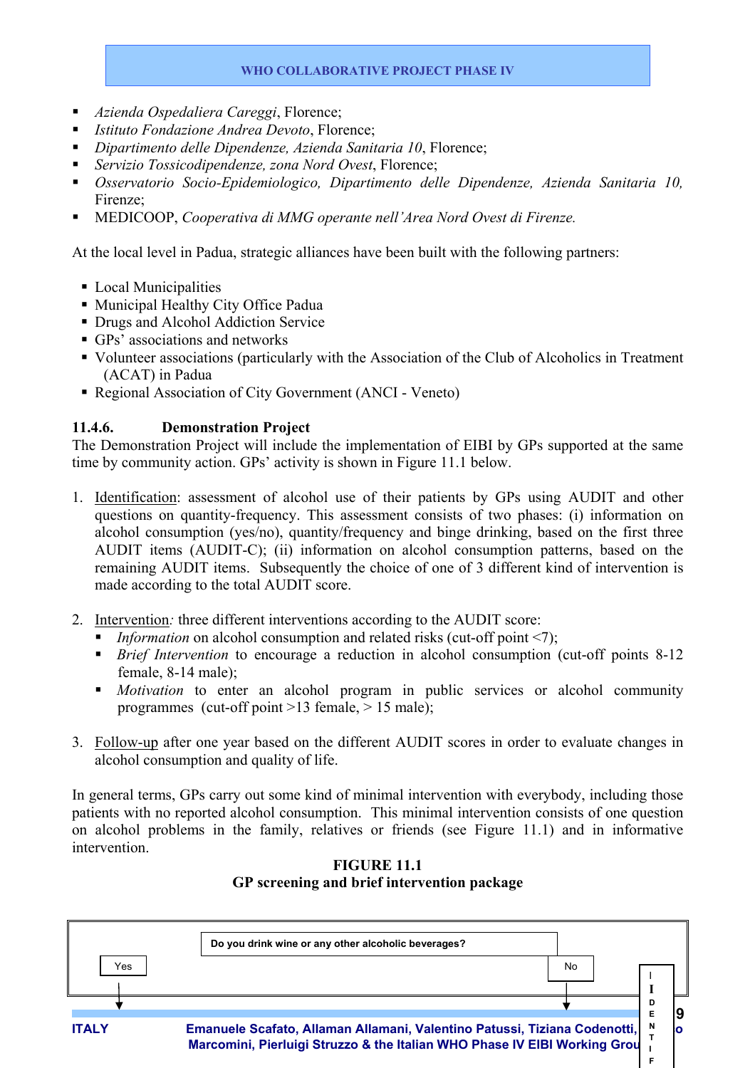- *Azienda Ospedaliera Careggi*, Florence;
- *Istituto Fondazione Andrea Devoto*, Florence;
- *Dipartimento delle Dipendenze, Azienda Sanitaria 10*, Florence;
- *Servizio Tossicodipendenze, zona Nord Ovest*, Florence;
- *Osservatorio Socio-Epidemiologico, Dipartimento delle Dipendenze, Azienda Sanitaria 10*, Firenze;
- MEDICOOP, *Cooperativa di MMG operante nell'Area Nord Ovest di Firenze.*

At the local level in Padua, strategic alliances have been built with the following partners:

- Local Municipalities
- Municipal Healthy City Office Padua
- Drugs and Alcohol Addiction Service
- GPs' associations and networks
- Volunteer associations (particularly with the Association of the Club of Alcoholics in Treatment (ACAT) in Padua
- Regional Association of City Government (ANCI - Veneto)

### 11.4.6. Demonstration Project

The Demonstration Project will include the implementation of EIBI by GPs supported at the same time by community action. GPs' activity is shown in Figure 11.1 below.

1. Identification: assessment of alcohol use of their patients by GPs using AUDIT and other questions on quantity-frequency. This assessment consists of two phases: (i) information on alcohol consumption (yes/no), quantity/frequency and binge drinking, based on the first three AUDIT items (AUDIT-C); (ii) information on alcohol consumption patterns, based on the remaining AUDIT items. Subsequently the choice of one of 3 different kind of intervention is made according to the total AUDIT score.

2. Intervention*:* three different interventions according to the AUDIT score:
   - *Information* on alcohol consumption and related risks (cut-off point <7);
   - *Brief Intervention* to encourage a reduction in alcohol consumption (cut-off points 8-12 female, 8-14 male);
   - *Motivation* to enter an alcohol program in public services or alcohol community programmes (cut-off point >13 female, > 15 male);

3. Follow-up after one year based on the different AUDIT scores in order to evaluate changes in alcohol consumption and quality of life.

In general terms, GPs carry out some kind of minimal intervention with everybody, including those patients with no reported alcohol consumption. This minimal intervention consists of one question on alcohol problems in the family, relatives or friends (see Figure 11.1) and in informative intervention.

**FIGURE 11.1**
**GP screening and brief intervention package**

Do you drink wine or any other alcoholic beverages?

Yes | No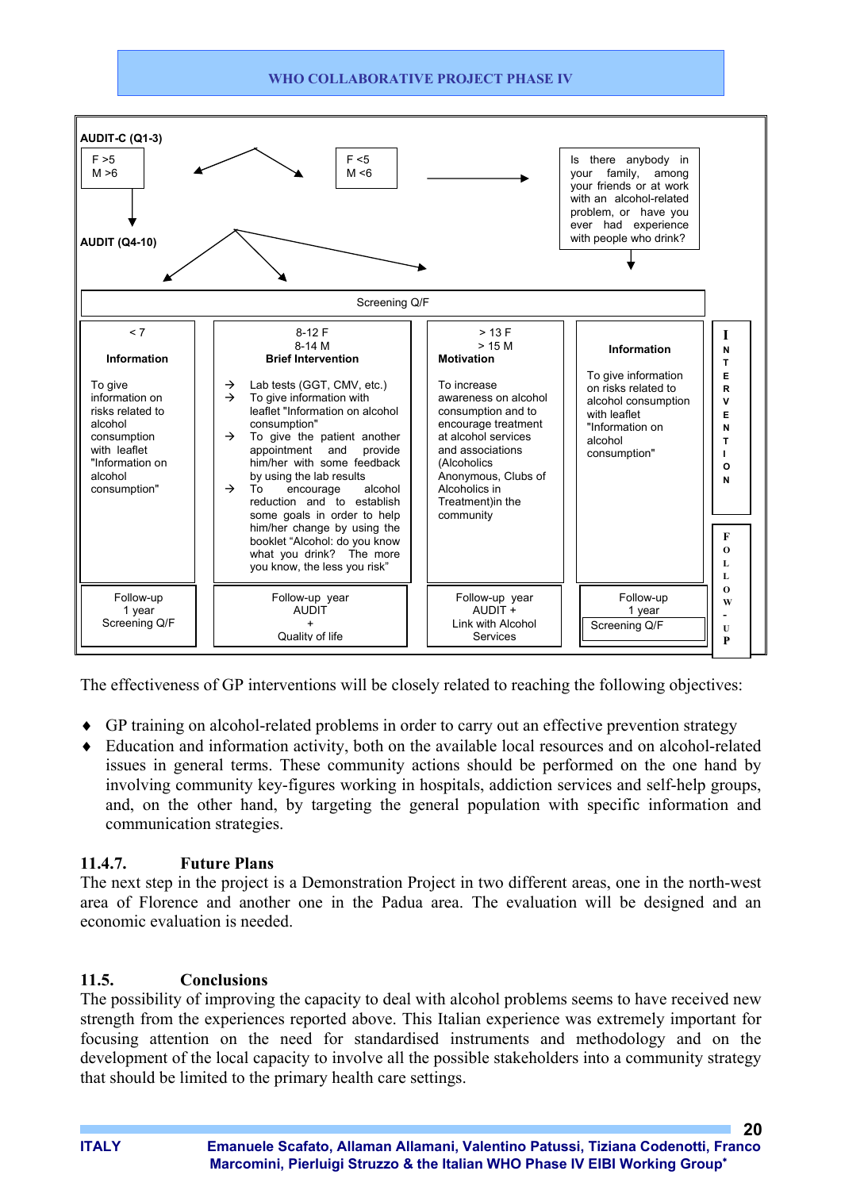AUDIT-C (Q1-3)

| F >5 M >6 | F <5 M <6 | Is there anybody in your family, among your friends or at work with an alcohol-related problem, or have you ever had experience with people who drink? |
|---|---|---|

AUDIT (Q4-10)

Screening Q/F

| < 7 | 8-12 F 8-14 M | > 13 F > 15 M | | |
|---|---|---|---|---|
| **Information** | **Brief Intervention** | **Motivation** | **Information** | INTERVENTION |
| To give information on risks related to alcohol consumption with leaflet "Information on alcohol consumption" | → Lab tests (GGT, CMV, etc.) → To give information with leaflet "Information on alcohol consumption" → To give the patient another appointment and provide him/her with some feedback by using the lab results → To encourage alcohol reduction and to establish some goals in order to help him/her change by using the booklet "Alcohol: do you know what you drink? The more you know, the less you risk" | To increase awareness on alcohol consumption and to encourage treatment at alcohol services and associations (Alcoholics Anonymous, Clubs of Alcoholics in Treatment)in the community | To give information on risks related to alcohol consumption with leaflet "Information on alcohol consumption" | |
| Follow-up 1 year Screening Q/F | Follow-up year AUDIT + Quality of life | Follow-up year AUDIT + Link with Alcohol Services | Follow-up 1 year Screening Q/F | FOLLOW-UP |

The effectiveness of GP interventions will be closely related to reaching the following objectives:

- GP training on alcohol-related problems in order to carry out an effective prevention strategy
- Education and information activity, both on the available local resources and on alcohol-related issues in general terms. These community actions should be performed on the one hand by involving community key-figures working in hospitals, addiction services and self-help groups, and, on the other hand, by targeting the general population with specific information and communication strategies.

### 11.4.7. Future Plans

The next step in the project is a Demonstration Project in two different areas, one in the north-west area of Florence and another one in the Padua area. The evaluation will be designed and an economic evaluation is needed.

## 11.5. Conclusions

The possibility of improving the capacity to deal with alcohol problems seems to have received new strength from the experiences reported above. This Italian experience was extremely important for focusing attention on the need for standardised instruments and methodology and on the development of the local capacity to involve all the possible stakeholders into a community strategy that should be limited to the primary health care settings.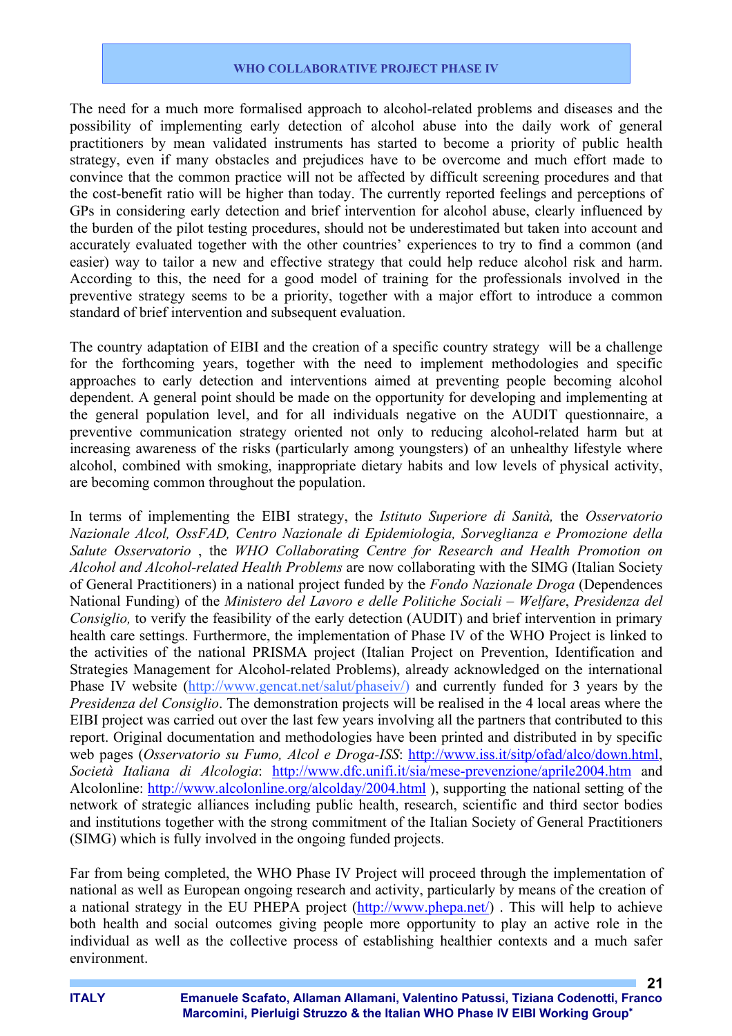The need for a much more formalised approach to alcohol-related problems and diseases and the possibility of implementing early detection of alcohol abuse into the daily work of general practitioners by mean validated instruments has started to become a priority of public health strategy, even if many obstacles and prejudices have to be overcome and much effort made to convince that the common practice will not be affected by difficult screening procedures and that the cost-benefit ratio will be higher than today. The currently reported feelings and perceptions of GPs in considering early detection and brief intervention for alcohol abuse, clearly influenced by the burden of the pilot testing procedures, should not be underestimated but taken into account and accurately evaluated together with the other countries' experiences to try to find a common (and easier) way to tailor a new and effective strategy that could help reduce alcohol risk and harm. According to this, the need for a good model of training for the professionals involved in the preventive strategy seems to be a priority, together with a major effort to introduce a common standard of brief intervention and subsequent evaluation.

The country adaptation of EIBI and the creation of a specific country strategy will be a challenge for the forthcoming years, together with the need to implement methodologies and specific approaches to early detection and interventions aimed at preventing people becoming alcohol dependent. A general point should be made on the opportunity for developing and implementing at the general population level, and for all individuals negative on the AUDIT questionnaire, a preventive communication strategy oriented not only to reducing alcohol-related harm but at increasing awareness of the risks (particularly among youngsters) of an unhealthy lifestyle where alcohol, combined with smoking, inappropriate dietary habits and low levels of physical activity, are becoming common throughout the population.

In terms of implementing the EIBI strategy, the *Istituto Superiore di Sanità,* the *Osservatorio Nazionale Alcol, OssFAD, Centro Nazionale di Epidemiologia, Sorveglianza e Promozione della Salute Osservatorio* , the *WHO Collaborating Centre for Research and Health Promotion on Alcohol and Alcohol-related Health Problems* are now collaborating with the SIMG (Italian Society of General Practitioners) in a national project funded by the *Fondo Nazionale Droga* (Dependences National Funding) of the *Ministero del Lavoro e delle Politiche Sociali – Welfare*, *Presidenza del Consiglio,* to verify the feasibility of the early detection (AUDIT) and brief intervention in primary health care settings. Furthermore, the implementation of Phase IV of the WHO Project is linked to the activities of the national PRISMA project (Italian Project on Prevention, Identification and Strategies Management for Alcohol-related Problems), already acknowledged on the international Phase IV website (http://www.gencat.net/salut/phaseiv/) and currently funded for 3 years by the *Presidenza del Consiglio*. The demonstration projects will be realised in the 4 local areas where the EIBI project was carried out over the last few years involving all the partners that contributed to this report. Original documentation and methodologies have been printed and distributed in by specific web pages (*Osservatorio su Fumo, Alcol e Droga-ISS*: http://www.iss.it/sitp/ofad/alco/down.html, *Società Italiana di Alcologia*: http://www.dfc.unifi.it/sia/mese-prevenzione/aprile2004.htm and Alcolonline: http://www.alcolonline.org/alcolday/2004.html ), supporting the national setting of the network of strategic alliances including public health, research, scientific and third sector bodies and institutions together with the strong commitment of the Italian Society of General Practitioners (SIMG) which is fully involved in the ongoing funded projects.

Far from being completed, the WHO Phase IV Project will proceed through the implementation of national as well as European ongoing research and activity, particularly by means of the creation of a national strategy in the EU PHEPA project (http://www.phepa.net/) . This will help to achieve both health and social outcomes giving people more opportunity to play an active role in the individual as well as the collective process of establishing healthier contexts and a much safer environment.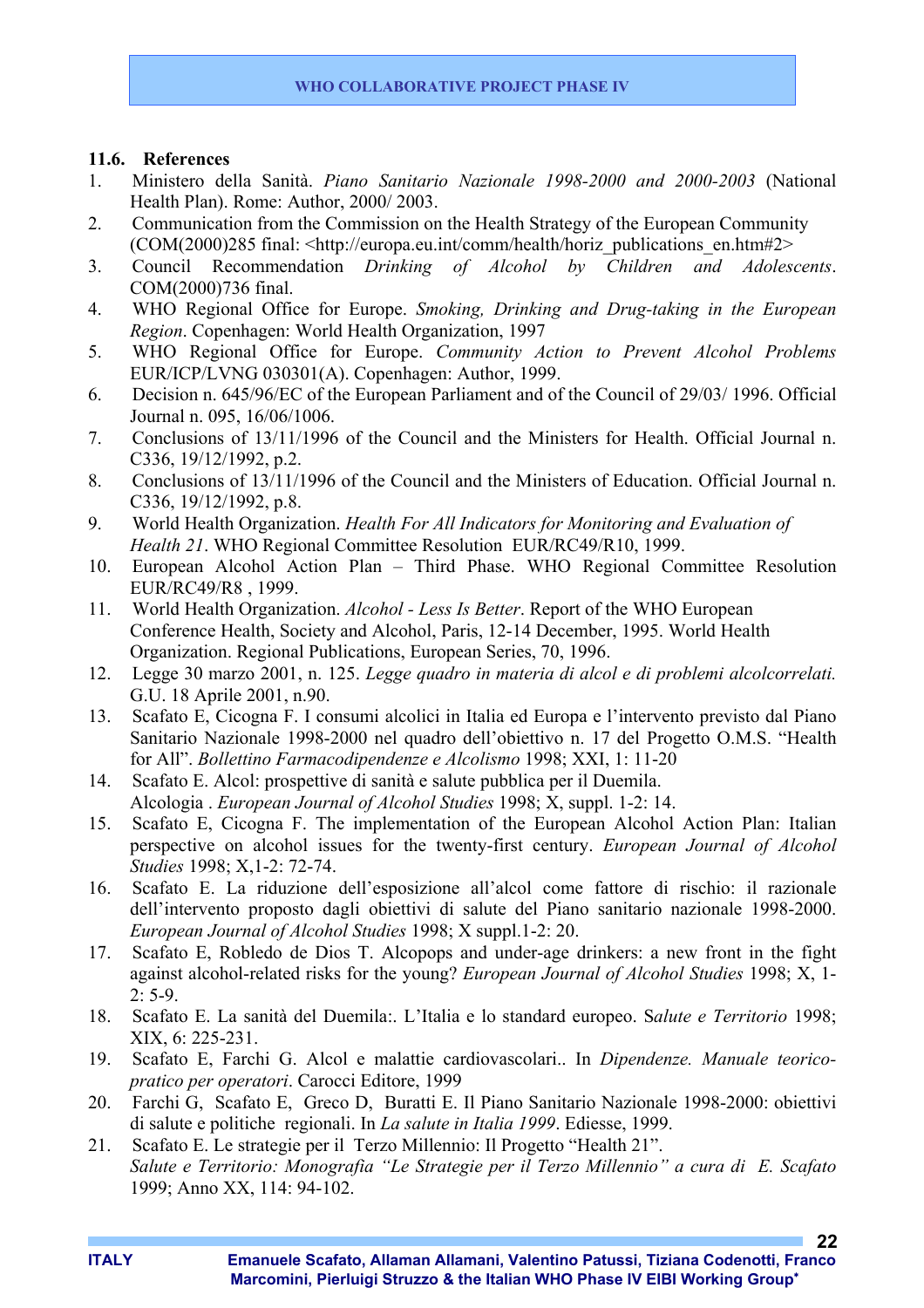### 11.6. References

1. Ministero della Sanità. *Piano Sanitario Nazionale 1998-2000 and 2000-2003* (National Health Plan). Rome: Author, 2000/ 2003.
2. Communication from the Commission on the Health Strategy of the European Community (COM(2000)285 final: <http://europa.eu.int/comm/health/horiz_publications_en.htm#2>
3. Council Recommendation *Drinking of Alcohol by Children and Adolescents*. COM(2000)736 final.
4. WHO Regional Office for Europe. *Smoking, Drinking and Drug-taking in the European Region*. Copenhagen: World Health Organization, 1997
5. WHO Regional Office for Europe. *Community Action to Prevent Alcohol Problems* EUR/ICP/LVNG 030301(A). Copenhagen: Author, 1999.
6. Decision n. 645/96/EC of the European Parliament and of the Council of 29/03/ 1996. Official Journal n. 095, 16/06/1006.
7. Conclusions of 13/11/1996 of the Council and the Ministers for Health. Official Journal n. C336, 19/12/1992, p.2.
8. Conclusions of 13/11/1996 of the Council and the Ministers of Education. Official Journal n. C336, 19/12/1992, p.8.
9. World Health Organization. *Health For All Indicators for Monitoring and Evaluation of Health 21*. WHO Regional Committee Resolution EUR/RC49/R10, 1999.
10. European Alcohol Action Plan – Third Phase. WHO Regional Committee Resolution EUR/RC49/R8 , 1999.
11. World Health Organization. *Alcohol - Less Is Better*. Report of the WHO European Conference Health, Society and Alcohol, Paris, 12-14 December, 1995. World Health Organization. Regional Publications, European Series, 70, 1996.
12. Legge 30 marzo 2001, n. 125. *Legge quadro in materia di alcol e di problemi alcolcorrelati.* G.U. 18 Aprile 2001, n.90.
13. Scafato E, Cicogna F. I consumi alcolici in Italia ed Europa e l'intervento previsto dal Piano Sanitario Nazionale 1998-2000 nel quadro dell'obiettivo n. 17 del Progetto O.M.S. "Health for All". *Bollettino Farmacodipendenze e Alcolismo* 1998; XXI, 1: 11-20
14. Scafato E. Alcol: prospettive di sanità e salute pubblica per il Duemila. Alcologia . *European Journal of Alcohol Studies* 1998; X, suppl. 1-2: 14.
15. Scafato E, Cicogna F. The implementation of the European Alcohol Action Plan: Italian perspective on alcohol issues for the twenty-first century. *European Journal of Alcohol Studies* 1998; X,1-2: 72-74.
16. Scafato E. La riduzione dell'esposizione all'alcol come fattore di rischio: il razionale dell'intervento proposto dagli obiettivi di salute del Piano sanitario nazionale 1998-2000. *European Journal of Alcohol Studies* 1998; X suppl.1-2: 20.
17. Scafato E, Robledo de Dios T. Alcopops and under-age drinkers: a new front in the fight against alcohol-related risks for the young? *European Journal of Alcohol Studies* 1998; X, 1-2: 5-9.
18. Scafato E. La sanità del Duemila:. L'Italia e lo standard europeo. S*alute e Territorio* 1998; XIX, 6: 225-231.
19. Scafato E, Farchi G. Alcol e malattie cardiovascolari.. In *Dipendenze. Manuale teorico-pratico per operatori*. Carocci Editore, 1999
20. Farchi G, Scafato E, Greco D, Buratti E. Il Piano Sanitario Nazionale 1998-2000: obiettivi di salute e politiche regionali. In *La salute in Italia 1999*. Ediesse, 1999.
21. Scafato E. Le strategie per il Terzo Millennio: Il Progetto "Health 21". *Salute e Territorio: Monografia "Le Strategie per il Terzo Millennio" a cura di E. Scafato* 1999; Anno XX, 114: 94-102.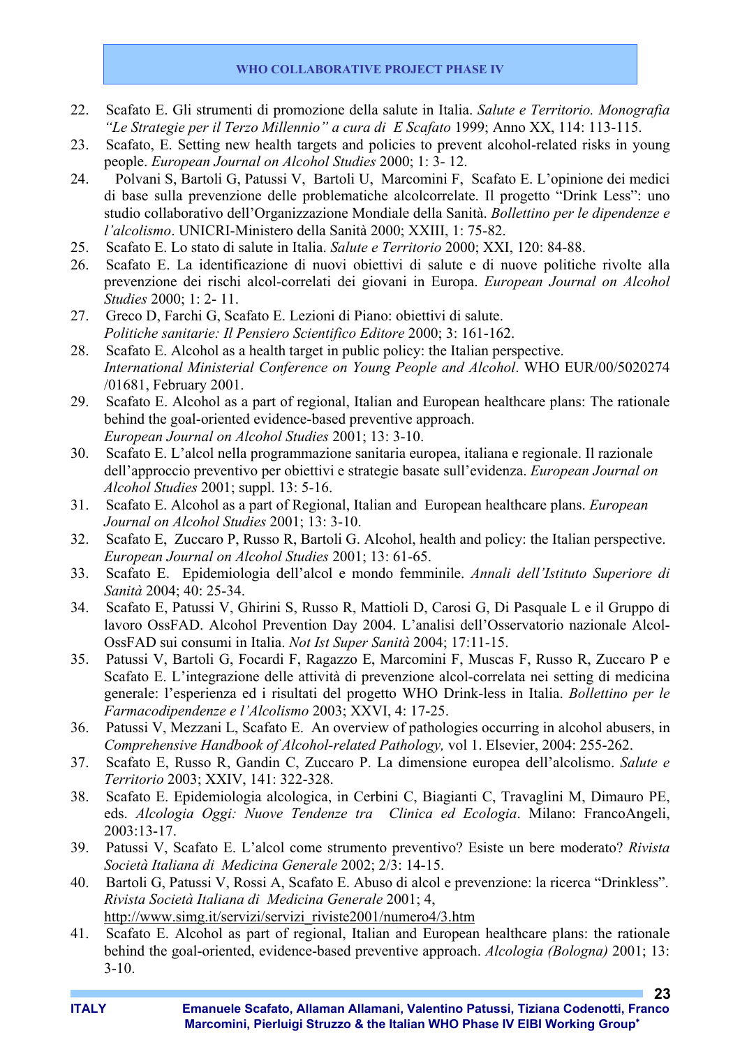22. Scafato E. Gli strumenti di promozione della salute in Italia. *Salute e Territorio. Monografia "Le Strategie per il Terzo Millennio" a cura di E Scafato* 1999; Anno XX, 114: 113-115.
23. Scafato, E. Setting new health targets and policies to prevent alcohol-related risks in young people. *European Journal on Alcohol Studies* 2000; 1: 3- 12.
24. Polvani S, Bartoli G, Patussi V, Bartoli U, Marcomini F, Scafato E. L'opinione dei medici di base sulla prevenzione delle problematiche alcolcorrelate. Il progetto "Drink Less": uno studio collaborativo dell'Organizzazione Mondiale della Sanità. *Bollettino per le dipendenze e l'alcolismo*. UNICRI-Ministero della Sanità 2000; XXIII, 1: 75-82.
25. Scafato E. Lo stato di salute in Italia. *Salute e Territorio* 2000; XXI, 120: 84-88.
26. Scafato E. La identificazione di nuovi obiettivi di salute e di nuove politiche rivolte alla prevenzione dei rischi alcol-correlati dei giovani in Europa. *European Journal on Alcohol Studies* 2000; 1: 2- 11.
27. Greco D, Farchi G, Scafato E. Lezioni di Piano: obiettivi di salute. *Politiche sanitarie: Il Pensiero Scientifico Editore* 2000; 3: 161-162.
28. Scafato E. Alcohol as a health target in public policy: the Italian perspective. *International Ministerial Conference on Young People and Alcohol*. WHO EUR/00/5020274 /01681, February 2001.
29. Scafato E. Alcohol as a part of regional, Italian and European healthcare plans: The rationale behind the goal-oriented evidence-based preventive approach. *European Journal on Alcohol Studies* 2001; 13: 3-10.
30. Scafato E. L'alcol nella programmazione sanitaria europea, italiana e regionale. Il razionale dell'approccio preventivo per obiettivi e strategie basate sull'evidenza. *European Journal on Alcohol Studies* 2001; suppl. 13: 5-16.
31. Scafato E. Alcohol as a part of Regional, Italian and European healthcare plans. *European Journal on Alcohol Studies* 2001; 13: 3-10.
32. Scafato E, Zuccaro P, Russo R, Bartoli G. Alcohol, health and policy: the Italian perspective. *European Journal on Alcohol Studies* 2001; 13: 61-65.
33. Scafato E. Epidemiologia dell'alcol e mondo femminile. *Annali dell'Istituto Superiore di Sanità* 2004; 40: 25-34.
34. Scafato E, Patussi V, Ghirini S, Russo R, Mattioli D, Carosi G, Di Pasquale L e il Gruppo di lavoro OssFAD. Alcohol Prevention Day 2004. L'analisi dell'Osservatorio nazionale Alcol-OssFAD sui consumi in Italia. *Not Ist Super Sanità* 2004; 17:11-15.
35. Patussi V, Bartoli G, Focardi F, Ragazzo E, Marcomini F, Muscas F, Russo R, Zuccaro P e Scafato E. L'integrazione delle attività di prevenzione alcol-correlata nei setting di medicina generale: l'esperienza ed i risultati del progetto WHO Drink-less in Italia. *Bollettino per le Farmacodipendenze e l'Alcolismo* 2003; XXVI, 4: 17-25.
36. Patussi V, Mezzani L, Scafato E. An overview of pathologies occurring in alcohol abusers, in *Comprehensive Handbook of Alcohol-related Pathology,* vol 1. Elsevier, 2004: 255-262.
37. Scafato E, Russo R, Gandin C, Zuccaro P. La dimensione europea dell'alcolismo. *Salute e Territorio* 2003; XXIV, 141: 322-328.
38. Scafato E. Epidemiologia alcologica, in Cerbini C, Biagianti C, Travaglini M, Dimauro PE, eds. *Alcologia Oggi: Nuove Tendenze tra Clinica ed Ecologia*. Milano: FrancoAngeli, 2003:13-17.
39. Patussi V, Scafato E. L'alcol come strumento preventivo? Esiste un bere moderato? *Rivista Società Italiana di Medicina Generale* 2002; 2/3: 14-15.
40. Bartoli G, Patussi V, Rossi A, Scafato E. Abuso di alcol e prevenzione: la ricerca "Drinkless". *Rivista Società Italiana di Medicina Generale* 2001; 4, http://www.simg.it/servizi/servizi_riviste2001/numero4/3.htm
41. Scafato E. Alcohol as part of regional, Italian and European healthcare plans: the rationale behind the goal-oriented, evidence-based preventive approach. *Alcologia (Bologna)* 2001; 13: 3-10.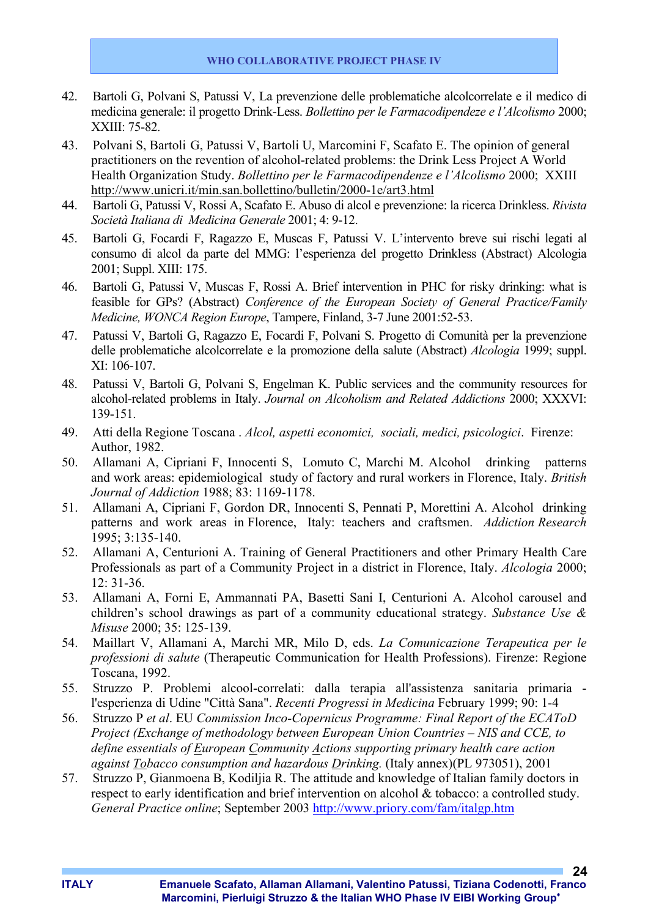42. Bartoli G, Polvani S, Patussi V, La prevenzione delle problematiche alcolcorrelate e il medico di medicina generale: il progetto Drink-Less. *Bollettino per le Farmacodipendeze e l'Alcolismo* 2000; XXIII: 75-82.

43. Polvani S, Bartoli G, Patussi V, Bartoli U, Marcomini F, Scafato E. The opinion of general practitioners on the revention of alcohol-related problems: the Drink Less Project A World Health Organization Study. *Bollettino per le Farmacodipendenze e l'Alcolismo* 2000; XXIII http://www.unicri.it/min.san.bollettino/bulletin/2000-1e/art3.html

44. Bartoli G, Patussi V, Rossi A, Scafato E. Abuso di alcol e prevenzione: la ricerca Drinkless. *Rivista Società Italiana di Medicina Generale* 2001; 4: 9-12.

45. Bartoli G, Focardi F, Ragazzo E, Muscas F, Patussi V. L'intervento breve sui rischi legati al consumo di alcol da parte del MMG: l'esperienza del progetto Drinkless (Abstract) Alcologia 2001; Suppl. XIII: 175.

46. Bartoli G, Patussi V, Muscas F, Rossi A. Brief intervention in PHC for risky drinking: what is feasible for GPs? (Abstract) *Conference of the European Society of General Practice/Family Medicine, WONCA Region Europe*, Tampere, Finland, 3-7 June 2001:52-53.

47. Patussi V, Bartoli G, Ragazzo E, Focardi F, Polvani S. Progetto di Comunità per la prevenzione delle problematiche alcolcorrelate e la promozione della salute (Abstract) *Alcologia* 1999; suppl. XI: 106-107.

48. Patussi V, Bartoli G, Polvani S, Engelman K. Public services and the community resources for alcohol-related problems in Italy. *Journal on Alcoholism and Related Addictions* 2000; XXXVI: 139-151.

49. Atti della Regione Toscana . *Alcol, aspetti economici, sociali, medici, psicologici*. Firenze: Author, 1982.

50. Allamani A, Cipriani F, Innocenti S, Lomuto C, Marchi M. Alcohol drinking patterns and work areas: epidemiological study of factory and rural workers in Florence, Italy. *British Journal of Addiction* 1988; 83: 1169-1178.

51. Allamani A, Cipriani F, Gordon DR, Innocenti S, Pennati P, Morettini A. Alcohol drinking patterns and work areas in Florence, Italy: teachers and craftsmen. *Addiction Research* 1995; 3:135-140.

52. Allamani A, Centurioni A. Training of General Practitioners and other Primary Health Care Professionals as part of a Community Project in a district in Florence, Italy. *Alcologia* 2000; 12: 31-36.

53. Allamani A, Forni E, Ammannati PA, Basetti Sani I, Centurioni A. Alcohol carousel and children's school drawings as part of a community educational strategy. *Substance Use & Misuse* 2000; 35: 125-139.

54. Maillart V, Allamani A, Marchi MR, Milo D, eds. *La Comunicazione Terapeutica per le professioni di salute* (Therapeutic Communication for Health Professions). Firenze: Regione Toscana, 1992.

55. Struzzo P. Problemi alcool-correlati: dalla terapia all'assistenza sanitaria primaria - l'esperienza di Udine "Città Sana". *Recenti Progressi in Medicina* February 1999; 90: 1-4

56. Struzzo P *et al*. EU *Commission Inco-Copernicus Programme: Final Report of the ECAToD Project (Exchange of methodology between European Union Countries – NIS and CCE, to define essentials of European Community Actions supporting primary health care action against Tobacco consumption and hazardous Drinking.* (Italy annex)(PL 973051), 2001

57. Struzzo P, Gianmoena B, Kodiljia R. The attitude and knowledge of Italian family doctors in respect to early identification and brief intervention on alcohol & tobacco: a controlled study. *General Practice online*; September 2003 http://www.priory.com/fam/italgp.htm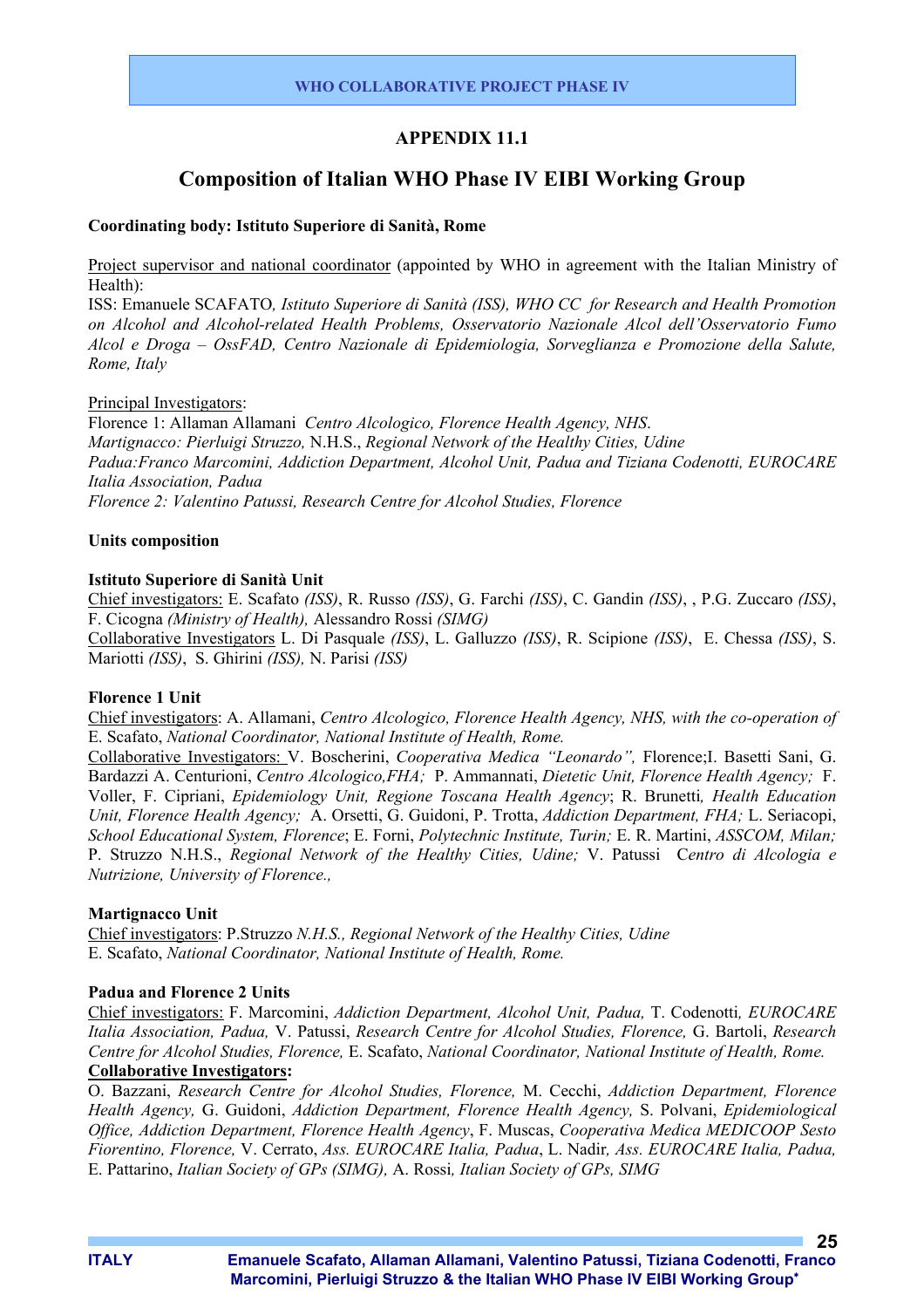## APPENDIX 11.1

# Composition of Italian WHO Phase IV EIBI Working Group

**Coordinating body: Istituto Superiore di Sanità, Rome**

Project supervisor and national coordinator (appointed by WHO in agreement with the Italian Ministry of Health):
ISS: Emanuele SCAFATO*, Istituto Superiore di Sanità (ISS), WHO CC for Research and Health Promotion on Alcohol and Alcohol-related Health Problems, Osservatorio Nazionale Alcol dell'Osservatorio Fumo Alcol e Droga – OssFAD, Centro Nazionale di Epidemiologia, Sorveglianza e Promozione della Salute, Rome, Italy*

Principal Investigators:
Florence 1: Allaman Allamani *Centro Alcologico, Florence Health Agency, NHS.*
*Martignacco: Pierluigi Struzzo,* N.H.S., *Regional Network of the Healthy Cities, Udine*
*Padua:Franco Marcomini, Addiction Department, Alcohol Unit, Padua and Tiziana Codenotti, EUROCARE Italia Association, Padua*
*Florence 2: Valentino Patussi, Research Centre for Alcohol Studies, Florence*

**Units composition**

**Istituto Superiore di Sanità Unit**
Chief investigators: E. Scafato *(ISS)*, R. Russo *(ISS)*, G. Farchi *(ISS)*, C. Gandin *(ISS)*, , P.G. Zuccaro *(ISS)*, F. Cicogna *(Ministry of Health),* Alessandro Rossi *(SIMG)*
Collaborative Investigators L. Di Pasquale *(ISS)*, L. Galluzzo *(ISS)*, R. Scipione *(ISS)*, E. Chessa *(ISS)*, S. Mariotti *(ISS)*, S. Ghirini *(ISS),* N. Parisi *(ISS)*

**Florence 1 Unit**
Chief investigators: A. Allamani, *Centro Alcologico, Florence Health Agency, NHS, with the co-operation of* E. Scafato, *National Coordinator, National Institute of Health, Rome.*
Collaborative Investigators: V. Boscherini, *Cooperativa Medica "Leonardo",* Florence;I. Basetti Sani, G. Bardazzi A. Centurioni, *Centro Alcologico,FHA;* P. Ammannati, *Dietetic Unit, Florence Health Agency;* F. Voller, F. Cipriani, *Epidemiology Unit, Regione Toscana Health Agency*; R. Brunetti*, Health Education Unit, Florence Health Agency;* A. Orsetti, G. Guidoni, P. Trotta, *Addiction Department, FHA;* L. Seriacopi, *School Educational System, Florence*; E. Forni, *Polytechnic Institute, Turin;* E. R. Martini, *ASSCOM, Milan;* P. Struzzo N.H.S., *Regional Network of the Healthy Cities, Udine;* V. Patussi C*entro di Alcologia e Nutrizione, University of Florence.,*

**Martignacco Unit**
Chief investigators: P.Struzzo *N.H.S., Regional Network of the Healthy Cities, Udine*
E. Scafato, *National Coordinator, National Institute of Health, Rome.*

**Padua and Florence 2 Units**
Chief investigators: F. Marcomini, *Addiction Department, Alcohol Unit, Padua,* T. Codenotti*, EUROCARE Italia Association, Padua,* V. Patussi, *Research Centre for Alcohol Studies, Florence,* G. Bartoli, *Research Centre for Alcohol Studies, Florence,* E. Scafato, *National Coordinator, National Institute of Health, Rome.*
**Collaborative Investigators:**
O. Bazzani, *Research Centre for Alcohol Studies, Florence,* M. Cecchi, *Addiction Department, Florence Health Agency,* G. Guidoni, *Addiction Department, Florence Health Agency,* S. Polvani, *Epidemiological Office, Addiction Department, Florence Health Agency*, F. Muscas, *Cooperativa Medica MEDICOOP Sesto Fiorentino, Florence,* V. Cerrato, *Ass. EUROCARE Italia, Padua*, L. Nadir*, Ass. EUROCARE Italia, Padua,* E. Pattarino, *Italian Society of GPs (SIMG),* A. Rossi*, Italian Society of GPs, SIMG*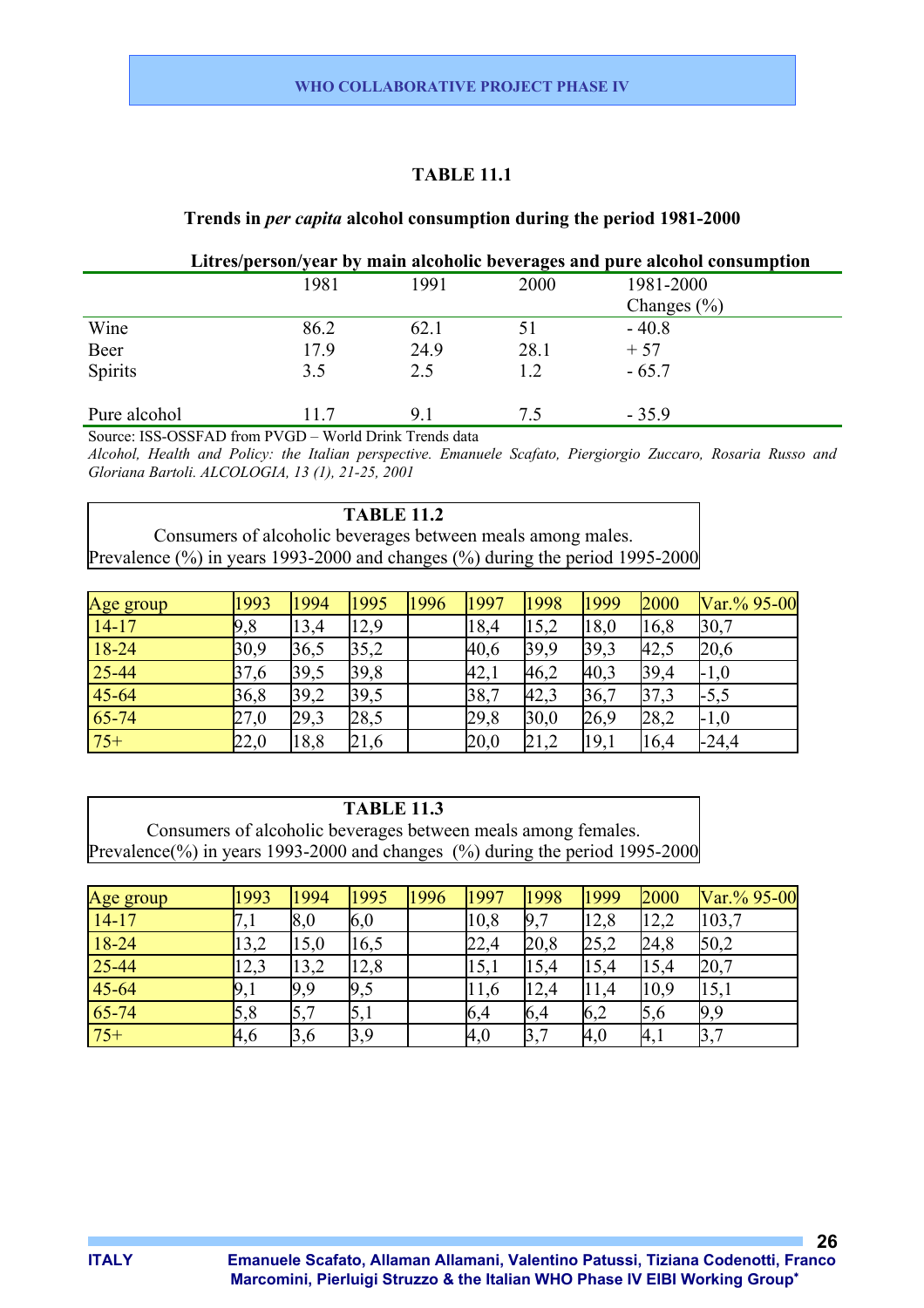**TABLE 11.1**

**Trends in *per capita* alcohol consumption during the period 1981-2000**

**Litres/person/year by main alcoholic beverages and pure alcohol consumption**

| | 1981 | 1991 | 2000 | 1981-2000 Changes (%) |
|---|---|---|---|---|
| Wine | 86.2 | 62.1 | 51 | - 40.8 |
| Beer | 17.9 | 24.9 | 28.1 | + 57 |
| Spirits | 3.5 | 2.5 | 1.2 | - 65.7 |
| Pure alcohol | 11.7 | 9.1 | 7.5 | - 35.9 |

Source: ISS-OSSFAD from PVGD – World Drink Trends data

*Alcohol, Health and Policy: the Italian perspective. Emanuele Scafato, Piergiorgio Zuccaro, Rosaria Russo and Gloriana Bartoli. ALCOLOGIA, 13 (1), 21-25, 2001*

**TABLE 11.2**

Consumers of alcoholic beverages between meals among males.
Prevalence (%) in years 1993-2000 and changes (%) during the period 1995-2000

| Age group | 1993 | 1994 | 1995 | 1996 | 1997 | 1998 | 1999 | 2000 | Var.% 95-00 |
|---|---|---|---|---|---|---|---|---|---|
| 14-17 | 9,8 | 13,4 | 12,9 | | 18,4 | 15,2 | 18,0 | 16,8 | 30,7 |
| 18-24 | 30,9 | 36,5 | 35,2 | | 40,6 | 39,9 | 39,3 | 42,5 | 20,6 |
| 25-44 | 37,6 | 39,5 | 39,8 | | 42,1 | 46,2 | 40,3 | 39,4 | -1,0 |
| 45-64 | 36,8 | 39,2 | 39,5 | | 38,7 | 42,3 | 36,7 | 37,3 | -5,5 |
| 65-74 | 27,0 | 29,3 | 28,5 | | 29,8 | 30,0 | 26,9 | 28,2 | -1,0 |
| 75+ | 22,0 | 18,8 | 21,6 | | 20,0 | 21,2 | 19,1 | 16,4 | -24,4 |

**TABLE 11.3**

Consumers of alcoholic beverages between meals among females.
Prevalence(%) in years 1993-2000 and changes (%) during the period 1995-2000

| Age group | 1993 | 1994 | 1995 | 1996 | 1997 | 1998 | 1999 | 2000 | Var.% 95-00 |
|---|---|---|---|---|---|---|---|---|---|
| 14-17 | 7,1 | 8,0 | 6,0 | | 10,8 | 9,7 | 12,8 | 12,2 | 103,7 |
| 18-24 | 13,2 | 15,0 | 16,5 | | 22,4 | 20,8 | 25,2 | 24,8 | 50,2 |
| 25-44 | 12,3 | 13,2 | 12,8 | | 15,1 | 15,4 | 15,4 | 15,4 | 20,7 |
| 45-64 | 9,1 | 9,9 | 9,5 | | 11,6 | 12,4 | 11,4 | 10,9 | 15,1 |
| 65-74 | 5,8 | 5,7 | 5,1 | | 6,4 | 6,4 | 6,2 | 5,6 | 9,9 |
| 75+ | 4,6 | 3,6 | 3,9 | | 4,0 | 3,7 | 4,0 | 4,1 | 3,7 |